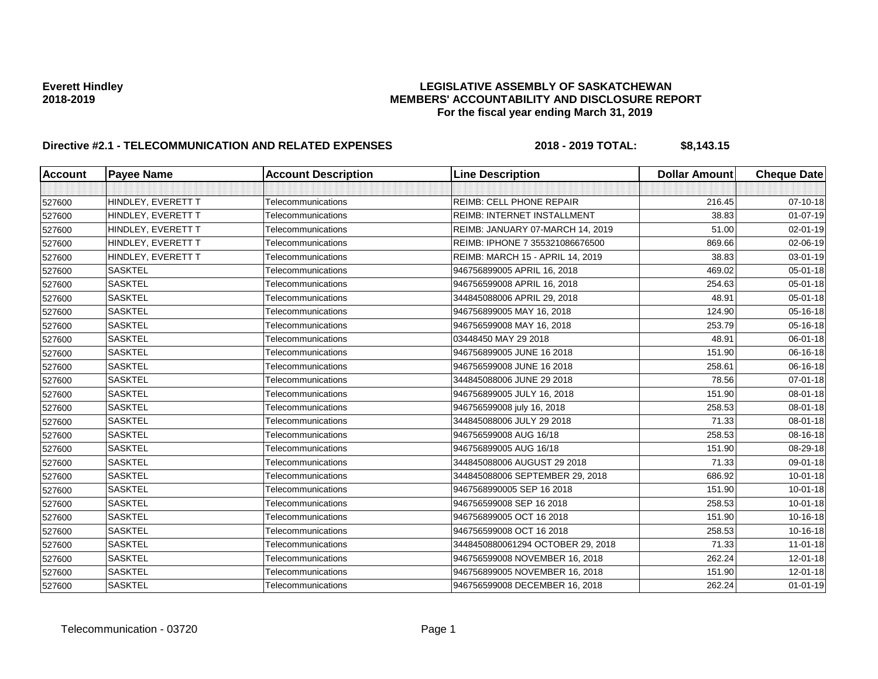**Everett Hindley**
**2018-2019**

# LEGISLATIVE ASSEMBLY OF SASKATCHEWAN
## MEMBERS' ACCOUNTABILITY AND DISCLOSURE REPORT
### For the fiscal year ending March 31, 2019

**Directive #2.1 - TELECOMMUNICATION AND RELATED EXPENSES** **2018 - 2019 TOTAL: $8,143.15**

| Account | Payee Name | Account Description | Line Description | Dollar Amount | Cheque Date |
|---|---|---|---|---|---|
| | | | | | |
| 527600 | HINDLEY, EVERETT T | Telecommunications | REIMB: CELL PHONE REPAIR | 216.45 | 07-10-18 |
| 527600 | HINDLEY, EVERETT T | Telecommunications | REIMB: INTERNET INSTALLMENT | 38.83 | 01-07-19 |
| 527600 | HINDLEY, EVERETT T | Telecommunications | REIMB: JANUARY 07-MARCH 14, 2019 | 51.00 | 02-01-19 |
| 527600 | HINDLEY, EVERETT T | Telecommunications | REIMB: IPHONE 7 355321086676500 | 869.66 | 02-06-19 |
| 527600 | HINDLEY, EVERETT T | Telecommunications | REIMB: MARCH 15 - APRIL 14, 2019 | 38.83 | 03-01-19 |
| 527600 | SASKTEL | Telecommunications | 946756899005 APRIL 16, 2018 | 469.02 | 05-01-18 |
| 527600 | SASKTEL | Telecommunications | 946756599008 APRIL 16, 2018 | 254.63 | 05-01-18 |
| 527600 | SASKTEL | Telecommunications | 344845088006 APRIL 29, 2018 | 48.91 | 05-01-18 |
| 527600 | SASKTEL | Telecommunications | 946756899005 MAY 16, 2018 | 124.90 | 05-16-18 |
| 527600 | SASKTEL | Telecommunications | 946756599008 MAY 16, 2018 | 253.79 | 05-16-18 |
| 527600 | SASKTEL | Telecommunications | 03448450 MAY 29 2018 | 48.91 | 06-01-18 |
| 527600 | SASKTEL | Telecommunications | 946756899005 JUNE 16 2018 | 151.90 | 06-16-18 |
| 527600 | SASKTEL | Telecommunications | 946756599008 JUNE 16 2018 | 258.61 | 06-16-18 |
| 527600 | SASKTEL | Telecommunications | 344845088006 JUNE 29 2018 | 78.56 | 07-01-18 |
| 527600 | SASKTEL | Telecommunications | 946756899005 JULY 16, 2018 | 151.90 | 08-01-18 |
| 527600 | SASKTEL | Telecommunications | 946756599008 july 16, 2018 | 258.53 | 08-01-18 |
| 527600 | SASKTEL | Telecommunications | 344845088006 JULY 29 2018 | 71.33 | 08-01-18 |
| 527600 | SASKTEL | Telecommunications | 946756599008 AUG 16/18 | 258.53 | 08-16-18 |
| 527600 | SASKTEL | Telecommunications | 946756899005 AUG 16/18 | 151.90 | 08-29-18 |
| 527600 | SASKTEL | Telecommunications | 344845088006 AUGUST 29 2018 | 71.33 | 09-01-18 |
| 527600 | SASKTEL | Telecommunications | 344845088006 SEPTEMBER 29, 2018 | 686.92 | 10-01-18 |
| 527600 | SASKTEL | Telecommunications | 9467568990005 SEP 16 2018 | 151.90 | 10-01-18 |
| 527600 | SASKTEL | Telecommunications | 946756599008 SEP 16 2018 | 258.53 | 10-01-18 |
| 527600 | SASKTEL | Telecommunications | 946756899005 OCT 16 2018 | 151.90 | 10-16-18 |
| 527600 | SASKTEL | Telecommunications | 946756599008 OCT 16 2018 | 258.53 | 10-16-18 |
| 527600 | SASKTEL | Telecommunications | 3448450880061294 OCTOBER 29, 2018 | 71.33 | 11-01-18 |
| 527600 | SASKTEL | Telecommunications | 946756599008 NOVEMBER 16, 2018 | 262.24 | 12-01-18 |
| 527600 | SASKTEL | Telecommunications | 946756899005 NOVEMBER 16, 2018 | 151.90 | 12-01-18 |
| 527600 | SASKTEL | Telecommunications | 946756599008 DECEMBER 16, 2018 | 262.24 | 01-01-19 |

Telecommunication - 03720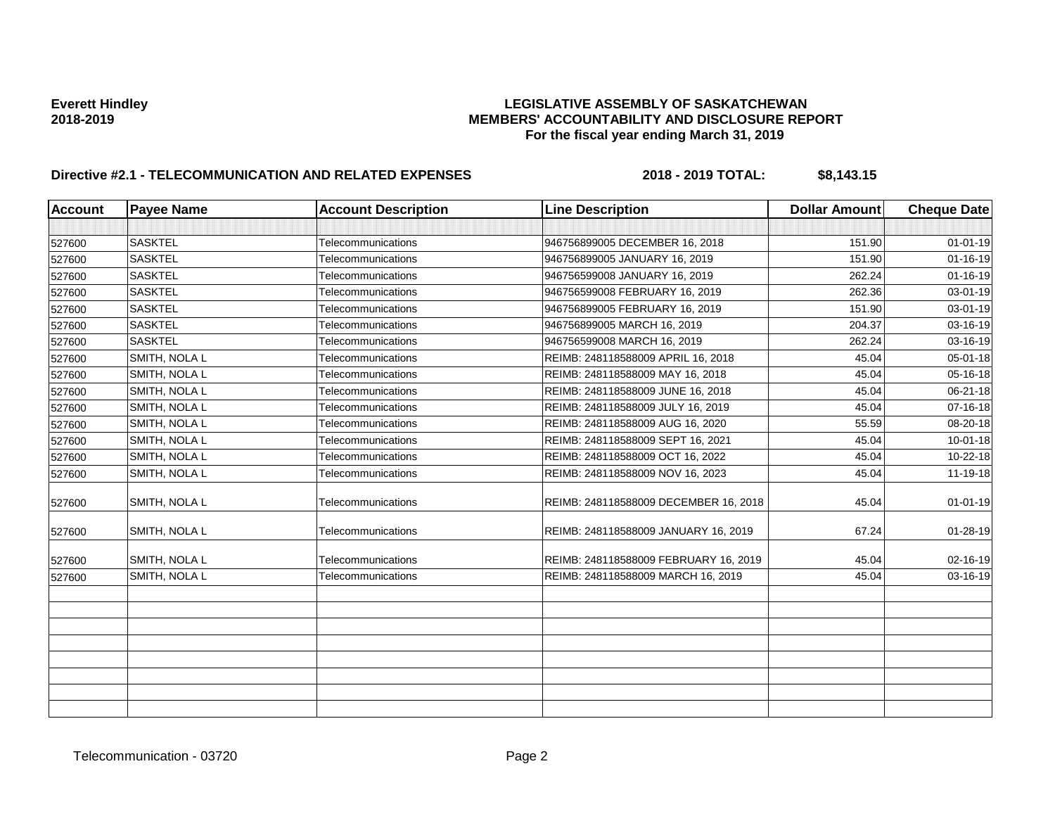**Everett Hindley**
**2018-2019**

**LEGISLATIVE ASSEMBLY OF SASKATCHEWAN**
**MEMBERS' ACCOUNTABILITY AND DISCLOSURE REPORT**
**For the fiscal year ending March 31, 2019**

**Directive #2.1 - TELECOMMUNICATION AND RELATED EXPENSES** **2018 - 2019 TOTAL: $8,143.15**

| Account | Payee Name | Account Description | Line Description | Dollar Amount | Cheque Date |
|---|---|---|---|---|---|
| | | | | | |
| 527600 | SASKTEL | Telecommunications | 946756899005 DECEMBER 16, 2018 | 151.90 | 01-01-19 |
| 527600 | SASKTEL | Telecommunications | 946756899005 JANUARY 16, 2019 | 151.90 | 01-16-19 |
| 527600 | SASKTEL | Telecommunications | 946756599008 JANUARY 16, 2019 | 262.24 | 01-16-19 |
| 527600 | SASKTEL | Telecommunications | 946756599008 FEBRUARY 16, 2019 | 262.36 | 03-01-19 |
| 527600 | SASKTEL | Telecommunications | 946756899005 FEBRUARY 16, 2019 | 151.90 | 03-01-19 |
| 527600 | SASKTEL | Telecommunications | 946756899005 MARCH 16, 2019 | 204.37 | 03-16-19 |
| 527600 | SASKTEL | Telecommunications | 946756599008 MARCH 16, 2019 | 262.24 | 03-16-19 |
| 527600 | SMITH, NOLA L | Telecommunications | REIMB: 248118588009 APRIL 16, 2018 | 45.04 | 05-01-18 |
| 527600 | SMITH, NOLA L | Telecommunications | REIMB: 248118588009 MAY 16, 2018 | 45.04 | 05-16-18 |
| 527600 | SMITH, NOLA L | Telecommunications | REIMB: 248118588009 JUNE 16, 2018 | 45.04 | 06-21-18 |
| 527600 | SMITH, NOLA L | Telecommunications | REIMB: 248118588009 JULY 16, 2019 | 45.04 | 07-16-18 |
| 527600 | SMITH, NOLA L | Telecommunications | REIMB: 248118588009 AUG 16, 2020 | 55.59 | 08-20-18 |
| 527600 | SMITH, NOLA L | Telecommunications | REIMB: 248118588009 SEPT 16, 2021 | 45.04 | 10-01-18 |
| 527600 | SMITH, NOLA L | Telecommunications | REIMB: 248118588009 OCT 16, 2022 | 45.04 | 10-22-18 |
| 527600 | SMITH, NOLA L | Telecommunications | REIMB: 248118588009 NOV 16, 2023 | 45.04 | 11-19-18 |
| 527600 | SMITH, NOLA L | Telecommunications | REIMB: 248118588009 DECEMBER 16, 2018 | 45.04 | 01-01-19 |
| 527600 | SMITH, NOLA L | Telecommunications | REIMB: 248118588009 JANUARY 16, 2019 | 67.24 | 01-28-19 |
| 527600 | SMITH, NOLA L | Telecommunications | REIMB: 248118588009 FEBRUARY 16, 2019 | 45.04 | 02-16-19 |
| 527600 | SMITH, NOLA L | Telecommunications | REIMB: 248118588009 MARCH 16, 2019 | 45.04 | 03-16-19 |

Telecommunication - 03720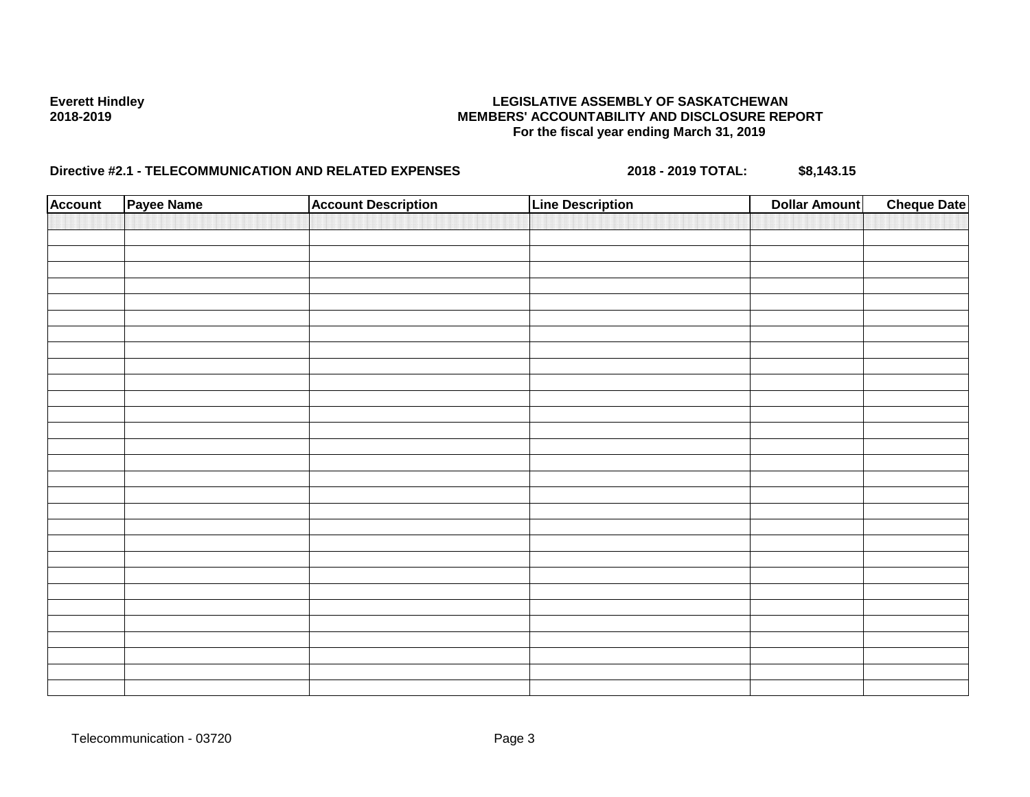**Everett Hindley**
**2018-2019**

**LEGISLATIVE ASSEMBLY OF SASKATCHEWAN**
**MEMBERS' ACCOUNTABILITY AND DISCLOSURE REPORT**
**For the fiscal year ending March 31, 2019**

**Directive #2.1 - TELECOMMUNICATION AND RELATED EXPENSES** **2018 - 2019 TOTAL:** **$8,143.15**

| Account | Payee Name | Account Description | Line Description | Dollar Amount | Cheque Date |
|---|---|---|---|---|---|
| | | | | | |

Telecommunication - 03720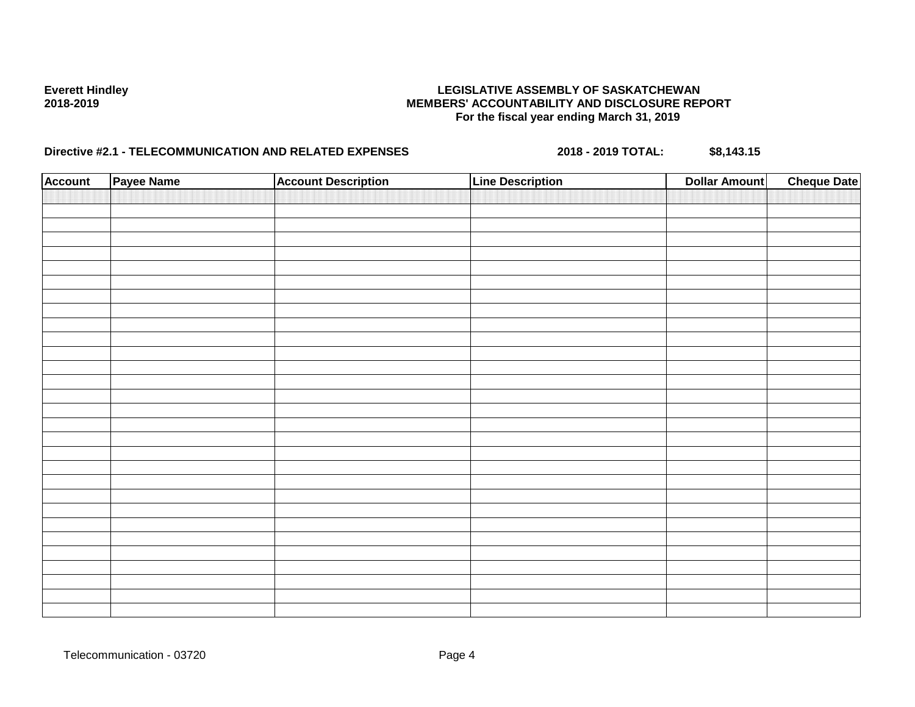**Everett Hindley**
**2018-2019**

**LEGISLATIVE ASSEMBLY OF SASKATCHEWAN**
**MEMBERS' ACCOUNTABILITY AND DISCLOSURE REPORT**
**For the fiscal year ending March 31, 2019**

**Directive #2.1 - TELECOMMUNICATION AND RELATED EXPENSES** **2018 - 2019 TOTAL:** **$8,143.15**

| Account | Payee Name | Account Description | Line Description | Dollar Amount | Cheque Date |
|---|---|---|---|---|---|
| | | | | | |

Telecommunication - 03720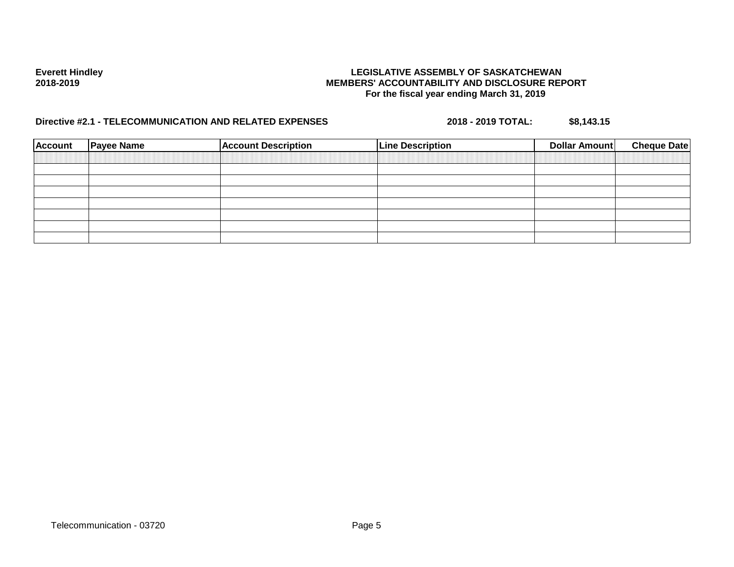**Everett Hindley**
**2018-2019**

**LEGISLATIVE ASSEMBLY OF SASKATCHEWAN**
**MEMBERS' ACCOUNTABILITY AND DISCLOSURE REPORT**
**For the fiscal year ending March 31, 2019**

**Directive #2.1 - TELECOMMUNICATION AND RELATED EXPENSES** **2018 - 2019 TOTAL:** **$8,143.15**

| Account | Payee Name | Account Description | Line Description | Dollar Amount | Cheque Date |
|---|---|---|---|---|---|
| | | | | | |
| | | | | | |
| | | | | | |
| | | | | | |
| | | | | | |
| | | | | | |
| | | | | | |
| | | | | | |

Telecommunication - 03720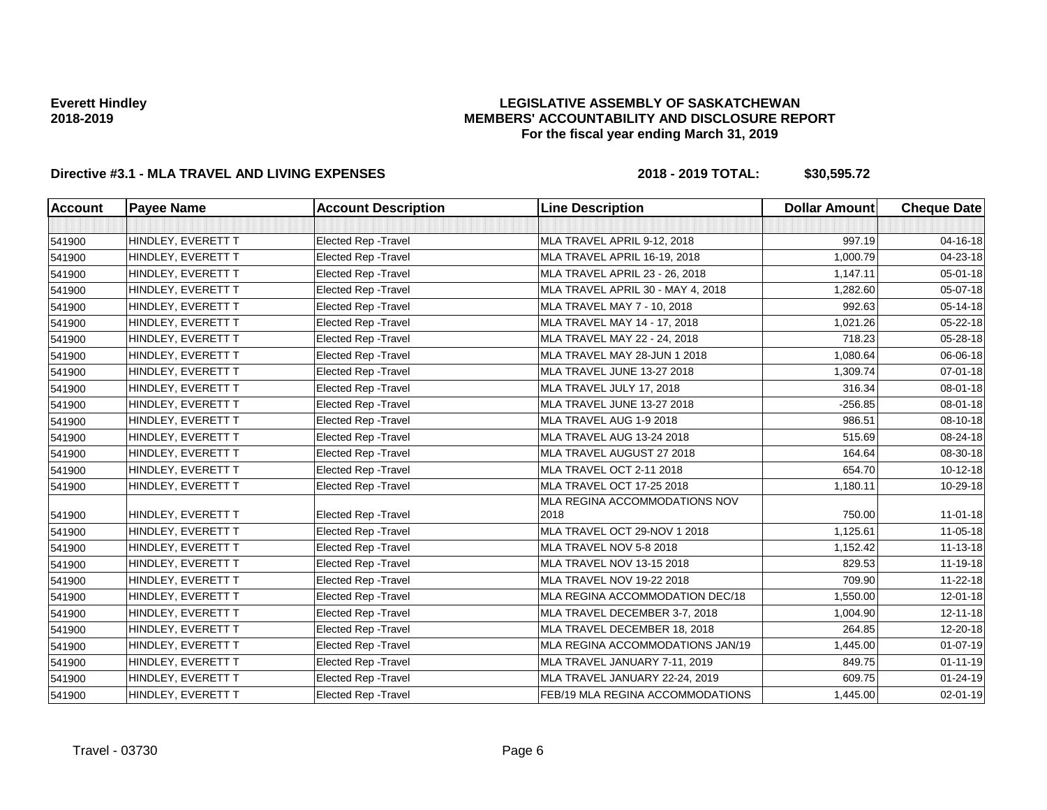**Everett Hindley**
**2018-2019**

**LEGISLATIVE ASSEMBLY OF SASKATCHEWAN**
**MEMBERS' ACCOUNTABILITY AND DISCLOSURE REPORT**
**For the fiscal year ending March 31, 2019**

**Directive #3.1 - MLA TRAVEL AND LIVING EXPENSES** **2018 - 2019 TOTAL: $30,595.72**

| Account | Payee Name | Account Description | Line Description | Dollar Amount | Cheque Date |
|---|---|---|---|---|---|
| | | | | | |
| 541900 | HINDLEY, EVERETT T | Elected Rep -Travel | MLA TRAVEL APRIL 9-12, 2018 | 997.19 | 04-16-18 |
| 541900 | HINDLEY, EVERETT T | Elected Rep -Travel | MLA TRAVEL APRIL 16-19, 2018 | 1,000.79 | 04-23-18 |
| 541900 | HINDLEY, EVERETT T | Elected Rep -Travel | MLA TRAVEL APRIL 23 - 26, 2018 | 1,147.11 | 05-01-18 |
| 541900 | HINDLEY, EVERETT T | Elected Rep -Travel | MLA TRAVEL APRIL 30 - MAY 4, 2018 | 1,282.60 | 05-07-18 |
| 541900 | HINDLEY, EVERETT T | Elected Rep -Travel | MLA TRAVEL MAY 7 - 10, 2018 | 992.63 | 05-14-18 |
| 541900 | HINDLEY, EVERETT T | Elected Rep -Travel | MLA TRAVEL MAY 14 - 17, 2018 | 1,021.26 | 05-22-18 |
| 541900 | HINDLEY, EVERETT T | Elected Rep -Travel | MLA TRAVEL MAY 22 - 24, 2018 | 718.23 | 05-28-18 |
| 541900 | HINDLEY, EVERETT T | Elected Rep -Travel | MLA TRAVEL MAY 28-JUN 1 2018 | 1,080.64 | 06-06-18 |
| 541900 | HINDLEY, EVERETT T | Elected Rep -Travel | MLA TRAVEL JUNE 13-27 2018 | 1,309.74 | 07-01-18 |
| 541900 | HINDLEY, EVERETT T | Elected Rep -Travel | MLA TRAVEL JULY 17, 2018 | 316.34 | 08-01-18 |
| 541900 | HINDLEY, EVERETT T | Elected Rep -Travel | MLA TRAVEL JUNE 13-27 2018 | -256.85 | 08-01-18 |
| 541900 | HINDLEY, EVERETT T | Elected Rep -Travel | MLA TRAVEL AUG 1-9 2018 | 986.51 | 08-10-18 |
| 541900 | HINDLEY, EVERETT T | Elected Rep -Travel | MLA TRAVEL AUG 13-24 2018 | 515.69 | 08-24-18 |
| 541900 | HINDLEY, EVERETT T | Elected Rep -Travel | MLA TRAVEL AUGUST 27 2018 | 164.64 | 08-30-18 |
| 541900 | HINDLEY, EVERETT T | Elected Rep -Travel | MLA TRAVEL OCT 2-11 2018 | 654.70 | 10-12-18 |
| 541900 | HINDLEY, EVERETT T | Elected Rep -Travel | MLA TRAVEL OCT 17-25 2018 | 1,180.11 | 10-29-18 |
| 541900 | HINDLEY, EVERETT T | Elected Rep -Travel | MLA REGINA ACCOMMODATIONS NOV 2018 | 750.00 | 11-01-18 |
| 541900 | HINDLEY, EVERETT T | Elected Rep -Travel | MLA TRAVEL OCT 29-NOV 1 2018 | 1,125.61 | 11-05-18 |
| 541900 | HINDLEY, EVERETT T | Elected Rep -Travel | MLA TRAVEL NOV 5-8 2018 | 1,152.42 | 11-13-18 |
| 541900 | HINDLEY, EVERETT T | Elected Rep -Travel | MLA TRAVEL NOV 13-15 2018 | 829.53 | 11-19-18 |
| 541900 | HINDLEY, EVERETT T | Elected Rep -Travel | MLA TRAVEL NOV 19-22 2018 | 709.90 | 11-22-18 |
| 541900 | HINDLEY, EVERETT T | Elected Rep -Travel | MLA REGINA ACCOMMODATION DEC/18 | 1,550.00 | 12-01-18 |
| 541900 | HINDLEY, EVERETT T | Elected Rep -Travel | MLA TRAVEL DECEMBER 3-7, 2018 | 1,004.90 | 12-11-18 |
| 541900 | HINDLEY, EVERETT T | Elected Rep -Travel | MLA TRAVEL DECEMBER 18, 2018 | 264.85 | 12-20-18 |
| 541900 | HINDLEY, EVERETT T | Elected Rep -Travel | MLA REGINA ACCOMMODATIONS JAN/19 | 1,445.00 | 01-07-19 |
| 541900 | HINDLEY, EVERETT T | Elected Rep -Travel | MLA TRAVEL JANUARY 7-11, 2019 | 849.75 | 01-11-19 |
| 541900 | HINDLEY, EVERETT T | Elected Rep -Travel | MLA TRAVEL JANUARY 22-24, 2019 | 609.75 | 01-24-19 |
| 541900 | HINDLEY, EVERETT T | Elected Rep -Travel | FEB/19 MLA REGINA ACCOMMODATIONS | 1,445.00 | 02-01-19 |

Travel - 03730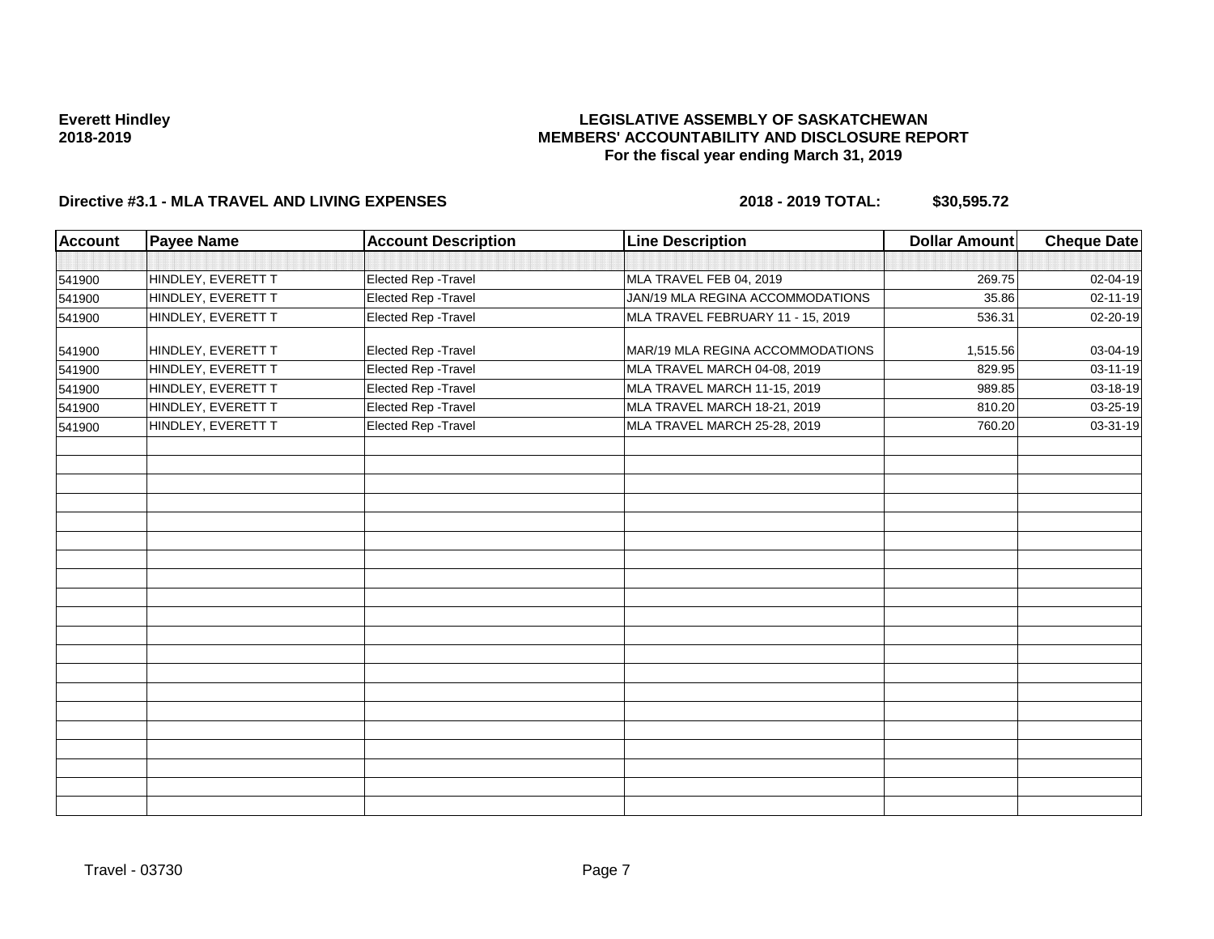**Everett Hindley**
**2018-2019**

**LEGISLATIVE ASSEMBLY OF SASKATCHEWAN**
**MEMBERS' ACCOUNTABILITY AND DISCLOSURE REPORT**
**For the fiscal year ending March 31, 2019**

**Directive #3.1 - MLA TRAVEL AND LIVING EXPENSES** **2018 - 2019 TOTAL: $30,595.72**

| Account | Payee Name | Account Description | Line Description | Dollar Amount | Cheque Date |
|---|---|---|---|---|---|
| | | | | | |
| 541900 | HINDLEY, EVERETT T | Elected Rep -Travel | MLA TRAVEL FEB 04, 2019 | 269.75 | 02-04-19 |
| 541900 | HINDLEY, EVERETT T | Elected Rep -Travel | JAN/19 MLA REGINA ACCOMMODATIONS | 35.86 | 02-11-19 |
| 541900 | HINDLEY, EVERETT T | Elected Rep -Travel | MLA TRAVEL FEBRUARY 11 - 15, 2019 | 536.31 | 02-20-19 |
| 541900 | HINDLEY, EVERETT T | Elected Rep -Travel | MAR/19 MLA REGINA ACCOMMODATIONS | 1,515.56 | 03-04-19 |
| 541900 | HINDLEY, EVERETT T | Elected Rep -Travel | MLA TRAVEL MARCH 04-08, 2019 | 829.95 | 03-11-19 |
| 541900 | HINDLEY, EVERETT T | Elected Rep -Travel | MLA TRAVEL MARCH 11-15, 2019 | 989.85 | 03-18-19 |
| 541900 | HINDLEY, EVERETT T | Elected Rep -Travel | MLA TRAVEL MARCH 18-21, 2019 | 810.20 | 03-25-19 |
| 541900 | HINDLEY, EVERETT T | Elected Rep -Travel | MLA TRAVEL MARCH 25-28, 2019 | 760.20 | 03-31-19 |

Travel - 03730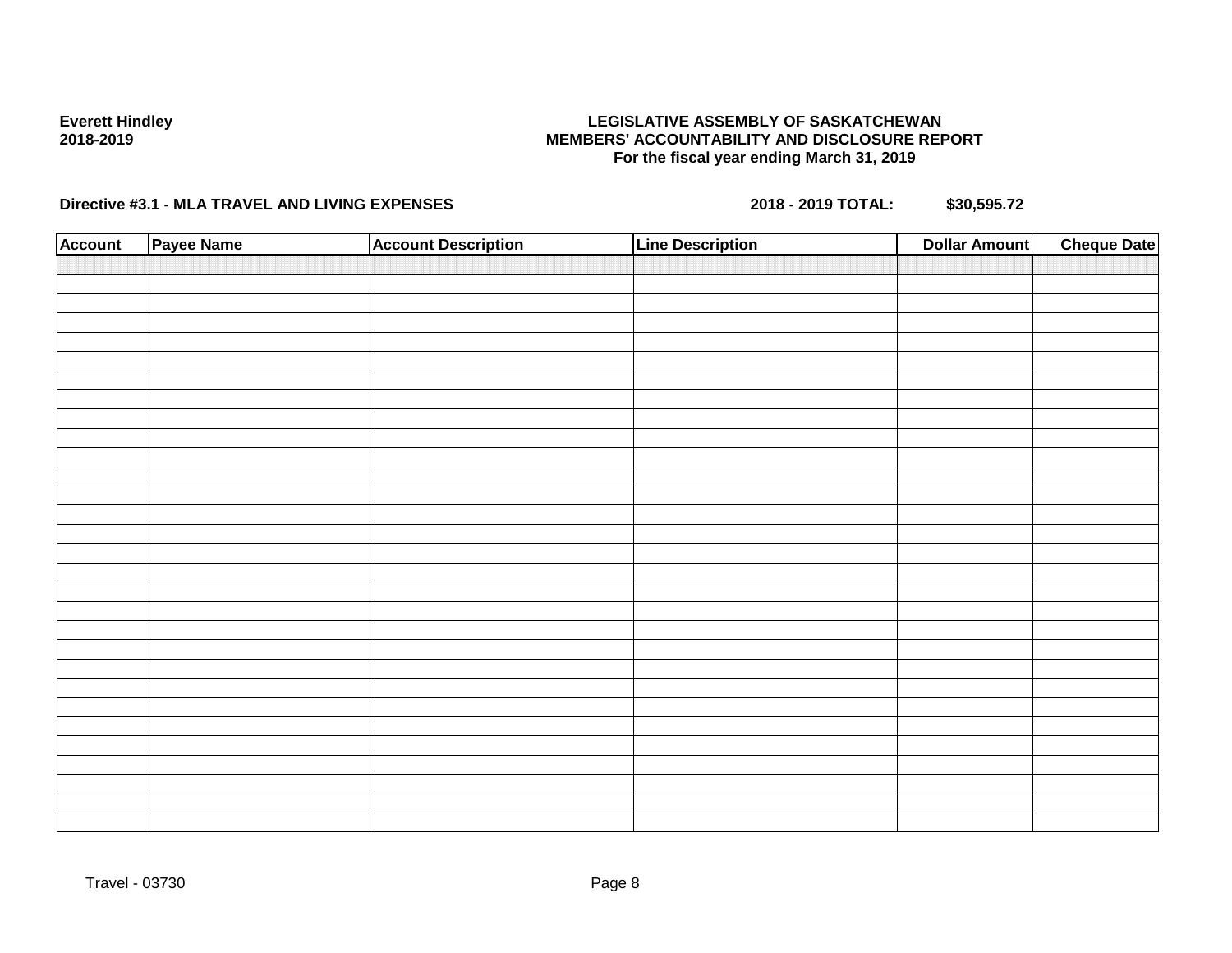**Everett Hindley**
**2018-2019**

**LEGISLATIVE ASSEMBLY OF SASKATCHEWAN**
**MEMBERS' ACCOUNTABILITY AND DISCLOSURE REPORT**
**For the fiscal year ending March 31, 2019**

**Directive #3.1 - MLA TRAVEL AND LIVING EXPENSES** **2018 - 2019 TOTAL: $30,595.72**

| Account | Payee Name | Account Description | Line Description | Dollar Amount | Cheque Date |
|---|---|---|---|---|---|
| | | | | | |

Travel - 03730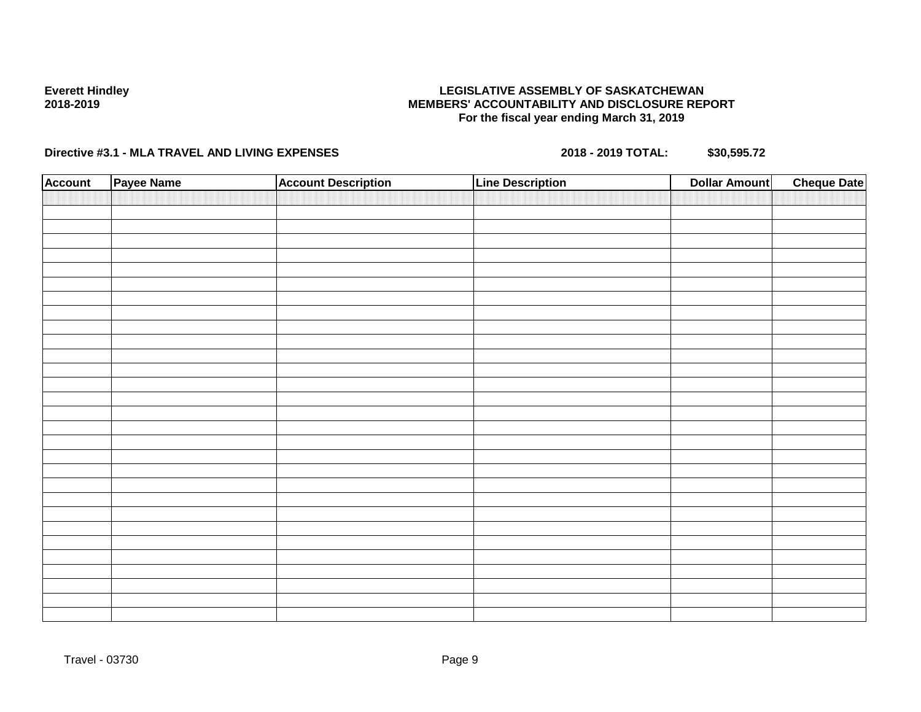**Everett Hindley**
**2018-2019**

**LEGISLATIVE ASSEMBLY OF SASKATCHEWAN**
**MEMBERS' ACCOUNTABILITY AND DISCLOSURE REPORT**
**For the fiscal year ending March 31, 2019**

**Directive #3.1 - MLA TRAVEL AND LIVING EXPENSES** **2018 - 2019 TOTAL: $30,595.72**

| Account | Payee Name | Account Description | Line Description | Dollar Amount | Cheque Date |
|---|---|---|---|---|---|
| | | | | | |

Travel - 03730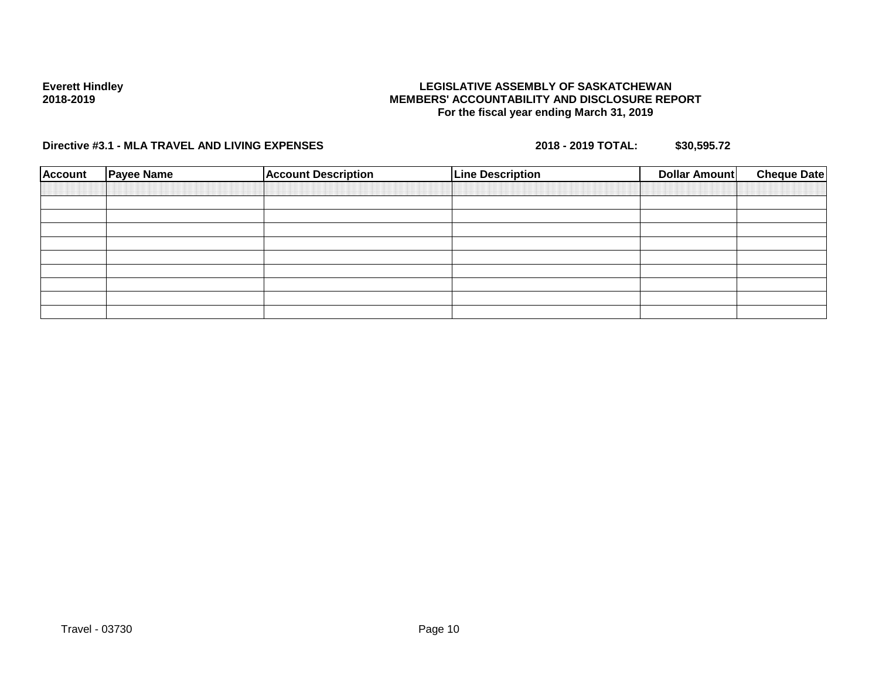**Everett Hindley**
**2018-2019**

**LEGISLATIVE ASSEMBLY OF SASKATCHEWAN**
**MEMBERS' ACCOUNTABILITY AND DISCLOSURE REPORT**
**For the fiscal year ending March 31, 2019**

**Directive #3.1 - MLA TRAVEL AND LIVING EXPENSES** **2018 - 2019 TOTAL:** **$30,595.72**

| Account | Payee Name | Account Description | Line Description | Dollar Amount | Cheque Date |
|---|---|---|---|---|---|
| | | | | | |
| | | | | | |
| | | | | | |
| | | | | | |
| | | | | | |
| | | | | | |
| | | | | | |
| | | | | | |
| | | | | | |

Travel - 03730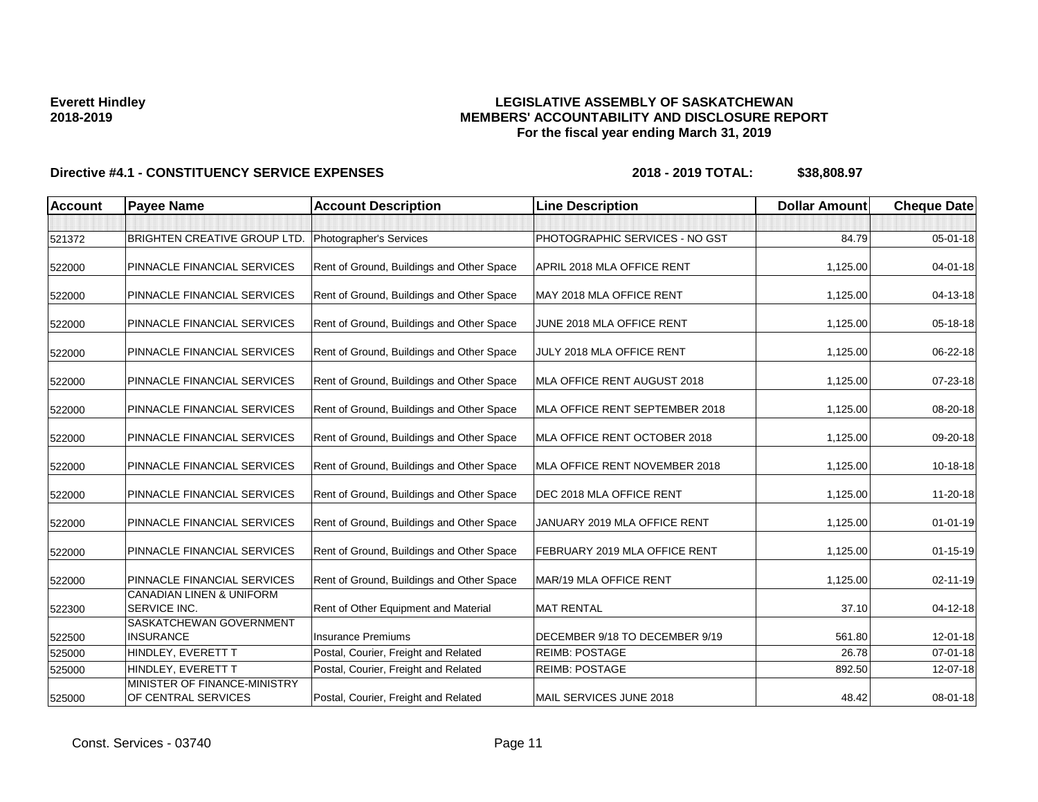**Everett Hindley**
**2018-2019**

**LEGISLATIVE ASSEMBLY OF SASKATCHEWAN**
**MEMBERS' ACCOUNTABILITY AND DISCLOSURE REPORT**
**For the fiscal year ending March 31, 2019**

**Directive #4.1 - CONSTITUENCY SERVICE EXPENSES** **2018 - 2019 TOTAL: $38,808.97**

| Account | Payee Name | Account Description | Line Description | Dollar Amount | Cheque Date |
|---|---|---|---|---|---|
| | | | | | |
| 521372 | BRIGHTEN CREATIVE GROUP LTD. | Photographer's Services | PHOTOGRAPHIC SERVICES - NO GST | 84.79 | 05-01-18 |
| 522000 | PINNACLE FINANCIAL SERVICES | Rent of Ground, Buildings and Other Space | APRIL 2018 MLA OFFICE RENT | 1,125.00 | 04-01-18 |
| 522000 | PINNACLE FINANCIAL SERVICES | Rent of Ground, Buildings and Other Space | MAY 2018 MLA OFFICE RENT | 1,125.00 | 04-13-18 |
| 522000 | PINNACLE FINANCIAL SERVICES | Rent of Ground, Buildings and Other Space | JUNE 2018 MLA OFFICE RENT | 1,125.00 | 05-18-18 |
| 522000 | PINNACLE FINANCIAL SERVICES | Rent of Ground, Buildings and Other Space | JULY 2018 MLA OFFICE RENT | 1,125.00 | 06-22-18 |
| 522000 | PINNACLE FINANCIAL SERVICES | Rent of Ground, Buildings and Other Space | MLA OFFICE RENT AUGUST 2018 | 1,125.00 | 07-23-18 |
| 522000 | PINNACLE FINANCIAL SERVICES | Rent of Ground, Buildings and Other Space | MLA OFFICE RENT SEPTEMBER 2018 | 1,125.00 | 08-20-18 |
| 522000 | PINNACLE FINANCIAL SERVICES | Rent of Ground, Buildings and Other Space | MLA OFFICE RENT OCTOBER 2018 | 1,125.00 | 09-20-18 |
| 522000 | PINNACLE FINANCIAL SERVICES | Rent of Ground, Buildings and Other Space | MLA OFFICE RENT NOVEMBER 2018 | 1,125.00 | 10-18-18 |
| 522000 | PINNACLE FINANCIAL SERVICES | Rent of Ground, Buildings and Other Space | DEC 2018 MLA OFFICE RENT | 1,125.00 | 11-20-18 |
| 522000 | PINNACLE FINANCIAL SERVICES | Rent of Ground, Buildings and Other Space | JANUARY 2019 MLA OFFICE RENT | 1,125.00 | 01-01-19 |
| 522000 | PINNACLE FINANCIAL SERVICES | Rent of Ground, Buildings and Other Space | FEBRUARY 2019 MLA OFFICE RENT | 1,125.00 | 01-15-19 |
| 522000 | PINNACLE FINANCIAL SERVICES | Rent of Ground, Buildings and Other Space | MAR/19 MLA OFFICE RENT | 1,125.00 | 02-11-19 |
| 522300 | CANADIAN LINEN & UNIFORM SERVICE INC. | Rent of Other Equipment and Material | MAT RENTAL | 37.10 | 04-12-18 |
| 522500 | SASKATCHEWAN GOVERNMENT INSURANCE | Insurance Premiums | DECEMBER 9/18 TO DECEMBER 9/19 | 561.80 | 12-01-18 |
| 525000 | HINDLEY, EVERETT T | Postal, Courier, Freight and Related | REIMB: POSTAGE | 26.78 | 07-01-18 |
| 525000 | HINDLEY, EVERETT T | Postal, Courier, Freight and Related | REIMB: POSTAGE | 892.50 | 12-07-18 |
| 525000 | MINISTER OF FINANCE-MINISTRY OF CENTRAL SERVICES | Postal, Courier, Freight and Related | MAIL SERVICES JUNE 2018 | 48.42 | 08-01-18 |

Const. Services - 03740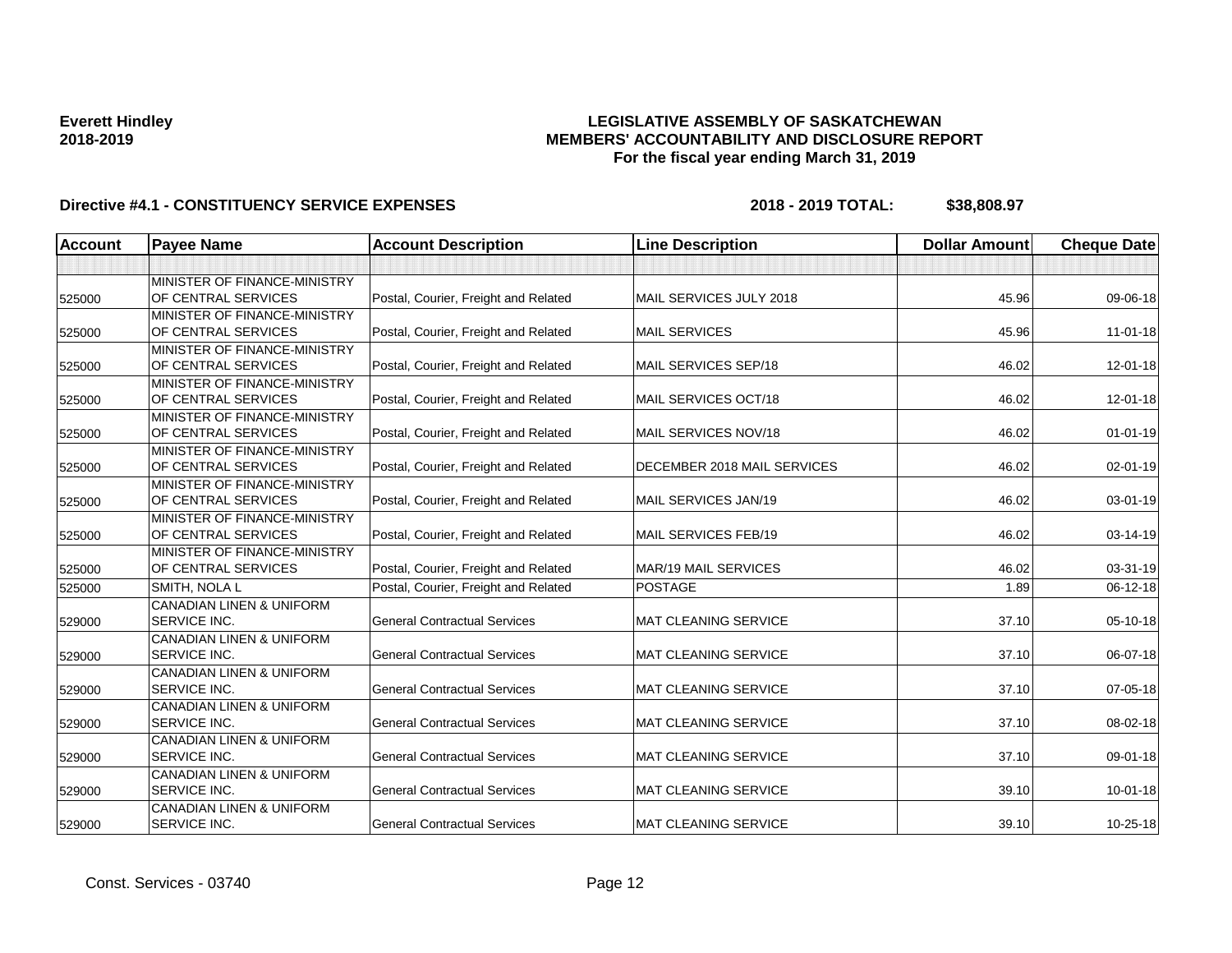**Everett Hindley**
**2018-2019**

# LEGISLATIVE ASSEMBLY OF SASKATCHEWAN
## MEMBERS' ACCOUNTABILITY AND DISCLOSURE REPORT
### For the fiscal year ending March 31, 2019

**Directive #4.1 - CONSTITUENCY SERVICE EXPENSES** **2018 - 2019 TOTAL: $38,808.97**

| Account | Payee Name | Account Description | Line Description | Dollar Amount | Cheque Date |
|---|---|---|---|---|---|
| | | | | | |
| 525000 | MINISTER OF FINANCE-MINISTRY OF CENTRAL SERVICES | Postal, Courier, Freight and Related | MAIL SERVICES JULY 2018 | 45.96 | 09-06-18 |
| 525000 | MINISTER OF FINANCE-MINISTRY OF CENTRAL SERVICES | Postal, Courier, Freight and Related | MAIL SERVICES | 45.96 | 11-01-18 |
| 525000 | MINISTER OF FINANCE-MINISTRY OF CENTRAL SERVICES | Postal, Courier, Freight and Related | MAIL SERVICES SEP/18 | 46.02 | 12-01-18 |
| 525000 | MINISTER OF FINANCE-MINISTRY OF CENTRAL SERVICES | Postal, Courier, Freight and Related | MAIL SERVICES OCT/18 | 46.02 | 12-01-18 |
| 525000 | MINISTER OF FINANCE-MINISTRY OF CENTRAL SERVICES | Postal, Courier, Freight and Related | MAIL SERVICES NOV/18 | 46.02 | 01-01-19 |
| 525000 | MINISTER OF FINANCE-MINISTRY OF CENTRAL SERVICES | Postal, Courier, Freight and Related | DECEMBER 2018 MAIL SERVICES | 46.02 | 02-01-19 |
| 525000 | MINISTER OF FINANCE-MINISTRY OF CENTRAL SERVICES | Postal, Courier, Freight and Related | MAIL SERVICES JAN/19 | 46.02 | 03-01-19 |
| 525000 | MINISTER OF FINANCE-MINISTRY OF CENTRAL SERVICES | Postal, Courier, Freight and Related | MAIL SERVICES FEB/19 | 46.02 | 03-14-19 |
| 525000 | MINISTER OF FINANCE-MINISTRY OF CENTRAL SERVICES | Postal, Courier, Freight and Related | MAR/19 MAIL SERVICES | 46.02 | 03-31-19 |
| 525000 | SMITH, NOLA L | Postal, Courier, Freight and Related | POSTAGE | 1.89 | 06-12-18 |
| 529000 | CANADIAN LINEN & UNIFORM SERVICE INC. | General Contractual Services | MAT CLEANING SERVICE | 37.10 | 05-10-18 |
| 529000 | CANADIAN LINEN & UNIFORM SERVICE INC. | General Contractual Services | MAT CLEANING SERVICE | 37.10 | 06-07-18 |
| 529000 | CANADIAN LINEN & UNIFORM SERVICE INC. | General Contractual Services | MAT CLEANING SERVICE | 37.10 | 07-05-18 |
| 529000 | CANADIAN LINEN & UNIFORM SERVICE INC. | General Contractual Services | MAT CLEANING SERVICE | 37.10 | 08-02-18 |
| 529000 | CANADIAN LINEN & UNIFORM SERVICE INC. | General Contractual Services | MAT CLEANING SERVICE | 37.10 | 09-01-18 |
| 529000 | CANADIAN LINEN & UNIFORM SERVICE INC. | General Contractual Services | MAT CLEANING SERVICE | 39.10 | 10-01-18 |
| 529000 | CANADIAN LINEN & UNIFORM SERVICE INC. | General Contractual Services | MAT CLEANING SERVICE | 39.10 | 10-25-18 |

Const. Services - 03740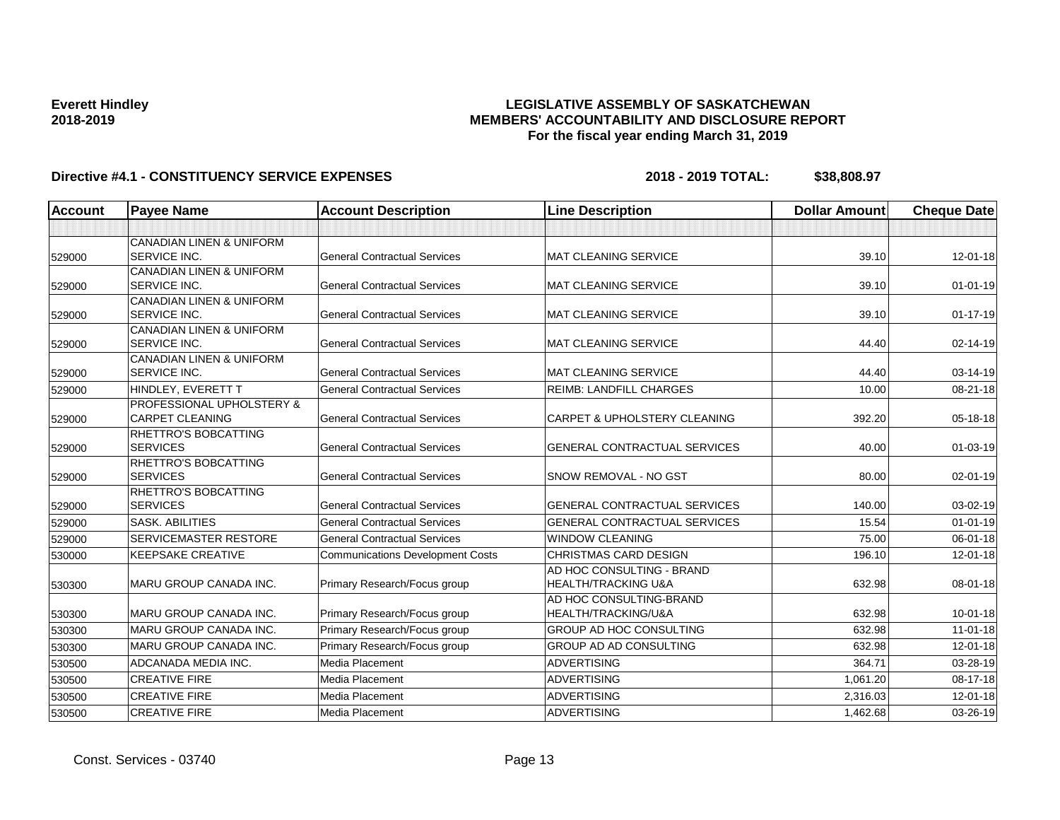**Everett Hindley**
**2018-2019**

**LEGISLATIVE ASSEMBLY OF SASKATCHEWAN**
**MEMBERS' ACCOUNTABILITY AND DISCLOSURE REPORT**
**For the fiscal year ending March 31, 2019**

**Directive #4.1 - CONSTITUENCY SERVICE EXPENSES** **2018 - 2019 TOTAL: $38,808.97**

| Account | Payee Name | Account Description | Line Description | Dollar Amount | Cheque Date |
|---|---|---|---|---|---|
| | | | | | |
| 529000 | CANADIAN LINEN & UNIFORM SERVICE INC. | General Contractual Services | MAT CLEANING SERVICE | 39.10 | 12-01-18 |
| 529000 | CANADIAN LINEN & UNIFORM SERVICE INC. | General Contractual Services | MAT CLEANING SERVICE | 39.10 | 01-01-19 |
| 529000 | CANADIAN LINEN & UNIFORM SERVICE INC. | General Contractual Services | MAT CLEANING SERVICE | 39.10 | 01-17-19 |
| 529000 | CANADIAN LINEN & UNIFORM SERVICE INC. | General Contractual Services | MAT CLEANING SERVICE | 44.40 | 02-14-19 |
| 529000 | CANADIAN LINEN & UNIFORM SERVICE INC. | General Contractual Services | MAT CLEANING SERVICE | 44.40 | 03-14-19 |
| 529000 | HINDLEY, EVERETT T | General Contractual Services | REIMB: LANDFILL CHARGES | 10.00 | 08-21-18 |
| 529000 | PROFESSIONAL UPHOLSTERY & CARPET CLEANING | General Contractual Services | CARPET & UPHOLSTERY CLEANING | 392.20 | 05-18-18 |
| 529000 | RHETTRO'S BOBCATTING SERVICES | General Contractual Services | GENERAL CONTRACTUAL SERVICES | 40.00 | 01-03-19 |
| 529000 | RHETTRO'S BOBCATTING SERVICES | General Contractual Services | SNOW REMOVAL - NO GST | 80.00 | 02-01-19 |
| 529000 | RHETTRO'S BOBCATTING SERVICES | General Contractual Services | GENERAL CONTRACTUAL SERVICES | 140.00 | 03-02-19 |
| 529000 | SASK. ABILITIES | General Contractual Services | GENERAL CONTRACTUAL SERVICES | 15.54 | 01-01-19 |
| 529000 | SERVICEMASTER RESTORE | General Contractual Services | WINDOW CLEANING | 75.00 | 06-01-18 |
| 530000 | KEEPSAKE CREATIVE | Communications Development Costs | CHRISTMAS CARD DESIGN | 196.10 | 12-01-18 |
| 530300 | MARU GROUP CANADA INC. | Primary Research/Focus group | AD HOC CONSULTING - BRAND HEALTH/TRACKING U&A | 632.98 | 08-01-18 |
| 530300 | MARU GROUP CANADA INC. | Primary Research/Focus group | AD HOC CONSULTING-BRAND HEALTH/TRACKING/U&A | 632.98 | 10-01-18 |
| 530300 | MARU GROUP CANADA INC. | Primary Research/Focus group | GROUP AD HOC CONSULTING | 632.98 | 11-01-18 |
| 530300 | MARU GROUP CANADA INC. | Primary Research/Focus group | GROUP AD AD CONSULTING | 632.98 | 12-01-18 |
| 530500 | ADCANADA MEDIA INC. | Media Placement | ADVERTISING | 364.71 | 03-28-19 |
| 530500 | CREATIVE FIRE | Media Placement | ADVERTISING | 1,061.20 | 08-17-18 |
| 530500 | CREATIVE FIRE | Media Placement | ADVERTISING | 2,316.03 | 12-01-18 |
| 530500 | CREATIVE FIRE | Media Placement | ADVERTISING | 1,462.68 | 03-26-19 |

Const. Services - 03740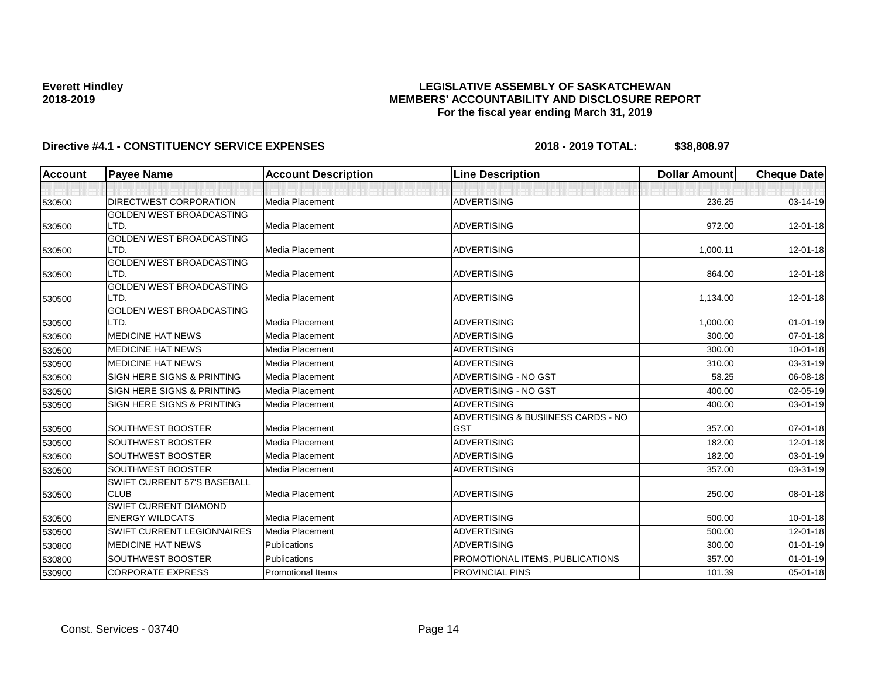**Everett Hindley**
**2018-2019**

## LEGISLATIVE ASSEMBLY OF SASKATCHEWAN
## MEMBERS' ACCOUNTABILITY AND DISCLOSURE REPORT
### For the fiscal year ending March 31, 2019

### Directive #4.1 - CONSTITUENCY SERVICE EXPENSES — 2018 - 2019 TOTAL: $38,808.97

| Account | Payee Name | Account Description | Line Description | Dollar Amount | Cheque Date |
|---|---|---|---|---|---|
| | | | | | |
| 530500 | DIRECTWEST CORPORATION | Media Placement | ADVERTISING | 236.25 | 03-14-19 |
| 530500 | GOLDEN WEST BROADCASTING LTD. | Media Placement | ADVERTISING | 972.00 | 12-01-18 |
| 530500 | GOLDEN WEST BROADCASTING LTD. | Media Placement | ADVERTISING | 1,000.11 | 12-01-18 |
| 530500 | GOLDEN WEST BROADCASTING LTD. | Media Placement | ADVERTISING | 864.00 | 12-01-18 |
| 530500 | GOLDEN WEST BROADCASTING LTD. | Media Placement | ADVERTISING | 1,134.00 | 12-01-18 |
| 530500 | GOLDEN WEST BROADCASTING LTD. | Media Placement | ADVERTISING | 1,000.00 | 01-01-19 |
| 530500 | MEDICINE HAT NEWS | Media Placement | ADVERTISING | 300.00 | 07-01-18 |
| 530500 | MEDICINE HAT NEWS | Media Placement | ADVERTISING | 300.00 | 10-01-18 |
| 530500 | MEDICINE HAT NEWS | Media Placement | ADVERTISING | 310.00 | 03-31-19 |
| 530500 | SIGN HERE SIGNS & PRINTING | Media Placement | ADVERTISING - NO GST | 58.25 | 06-08-18 |
| 530500 | SIGN HERE SIGNS & PRINTING | Media Placement | ADVERTISING - NO GST | 400.00 | 02-05-19 |
| 530500 | SIGN HERE SIGNS & PRINTING | Media Placement | ADVERTISING | 400.00 | 03-01-19 |
| 530500 | SOUTHWEST BOOSTER | Media Placement | ADVERTISING & BUSIINESS CARDS - NO GST | 357.00 | 07-01-18 |
| 530500 | SOUTHWEST BOOSTER | Media Placement | ADVERTISING | 182.00 | 12-01-18 |
| 530500 | SOUTHWEST BOOSTER | Media Placement | ADVERTISING | 182.00 | 03-01-19 |
| 530500 | SOUTHWEST BOOSTER | Media Placement | ADVERTISING | 357.00 | 03-31-19 |
| 530500 | SWIFT CURRENT 57'S BASEBALL CLUB | Media Placement | ADVERTISING | 250.00 | 08-01-18 |
| 530500 | SWIFT CURRENT DIAMOND ENERGY WILDCATS | Media Placement | ADVERTISING | 500.00 | 10-01-18 |
| 530500 | SWIFT CURRENT LEGIONNAIRES | Media Placement | ADVERTISING | 500.00 | 12-01-18 |
| 530800 | MEDICINE HAT NEWS | Publications | ADVERTISING | 300.00 | 01-01-19 |
| 530800 | SOUTHWEST BOOSTER | Publications | PROMOTIONAL ITEMS, PUBLICATIONS | 357.00 | 01-01-19 |
| 530900 | CORPORATE EXPRESS | Promotional Items | PROVINCIAL PINS | 101.39 | 05-01-18 |

Const. Services - 03740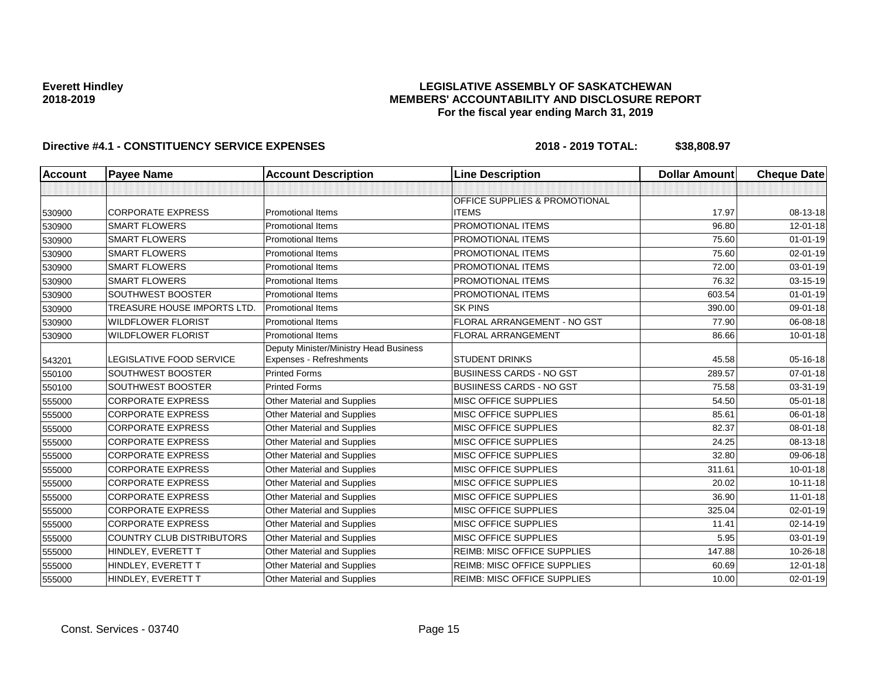**Everett Hindley**
**2018-2019**

**LEGISLATIVE ASSEMBLY OF SASKATCHEWAN**
**MEMBERS' ACCOUNTABILITY AND DISCLOSURE REPORT**
**For the fiscal year ending March 31, 2019**

**Directive #4.1 - CONSTITUENCY SERVICE EXPENSES** **2018 - 2019 TOTAL: $38,808.97**

| Account | Payee Name | Account Description | Line Description | Dollar Amount | Cheque Date |
|---|---|---|---|---|---|
| | | | | | |
| 530900 | CORPORATE EXPRESS | Promotional Items | OFFICE SUPPLIES & PROMOTIONAL ITEMS | 17.97 | 08-13-18 |
| 530900 | SMART FLOWERS | Promotional Items | PROMOTIONAL ITEMS | 96.80 | 12-01-18 |
| 530900 | SMART FLOWERS | Promotional Items | PROMOTIONAL ITEMS | 75.60 | 01-01-19 |
| 530900 | SMART FLOWERS | Promotional Items | PROMOTIONAL ITEMS | 75.60 | 02-01-19 |
| 530900 | SMART FLOWERS | Promotional Items | PROMOTIONAL ITEMS | 72.00 | 03-01-19 |
| 530900 | SMART FLOWERS | Promotional Items | PROMOTIONAL ITEMS | 76.32 | 03-15-19 |
| 530900 | SOUTHWEST BOOSTER | Promotional Items | PROMOTIONAL ITEMS | 603.54 | 01-01-19 |
| 530900 | TREASURE HOUSE IMPORTS LTD. | Promotional Items | SK PINS | 390.00 | 09-01-18 |
| 530900 | WILDFLOWER FLORIST | Promotional Items | FLORAL ARRANGEMENT - NO GST | 77.90 | 06-08-18 |
| 530900 | WILDFLOWER FLORIST | Promotional Items | FLORAL ARRANGEMENT | 86.66 | 10-01-18 |
| 543201 | LEGISLATIVE FOOD SERVICE | Deputy Minister/Ministry Head Business Expenses - Refreshments | STUDENT DRINKS | 45.58 | 05-16-18 |
| 550100 | SOUTHWEST BOOSTER | Printed Forms | BUSIINESS CARDS - NO GST | 289.57 | 07-01-18 |
| 550100 | SOUTHWEST BOOSTER | Printed Forms | BUSIINESS CARDS - NO GST | 75.58 | 03-31-19 |
| 555000 | CORPORATE EXPRESS | Other Material and Supplies | MISC OFFICE SUPPLIES | 54.50 | 05-01-18 |
| 555000 | CORPORATE EXPRESS | Other Material and Supplies | MISC OFFICE SUPPLIES | 85.61 | 06-01-18 |
| 555000 | CORPORATE EXPRESS | Other Material and Supplies | MISC OFFICE SUPPLIES | 82.37 | 08-01-18 |
| 555000 | CORPORATE EXPRESS | Other Material and Supplies | MISC OFFICE SUPPLIES | 24.25 | 08-13-18 |
| 555000 | CORPORATE EXPRESS | Other Material and Supplies | MISC OFFICE SUPPLIES | 32.80 | 09-06-18 |
| 555000 | CORPORATE EXPRESS | Other Material and Supplies | MISC OFFICE SUPPLIES | 311.61 | 10-01-18 |
| 555000 | CORPORATE EXPRESS | Other Material and Supplies | MISC OFFICE SUPPLIES | 20.02 | 10-11-18 |
| 555000 | CORPORATE EXPRESS | Other Material and Supplies | MISC OFFICE SUPPLIES | 36.90 | 11-01-18 |
| 555000 | CORPORATE EXPRESS | Other Material and Supplies | MISC OFFICE SUPPLIES | 325.04 | 02-01-19 |
| 555000 | CORPORATE EXPRESS | Other Material and Supplies | MISC OFFICE SUPPLIES | 11.41 | 02-14-19 |
| 555000 | COUNTRY CLUB DISTRIBUTORS | Other Material and Supplies | MISC OFFICE SUPPLIES | 5.95 | 03-01-19 |
| 555000 | HINDLEY, EVERETT T | Other Material and Supplies | REIMB: MISC OFFICE SUPPLIES | 147.88 | 10-26-18 |
| 555000 | HINDLEY, EVERETT T | Other Material and Supplies | REIMB: MISC OFFICE SUPPLIES | 60.69 | 12-01-18 |
| 555000 | HINDLEY, EVERETT T | Other Material and Supplies | REIMB: MISC OFFICE SUPPLIES | 10.00 | 02-01-19 |

Const. Services - 03740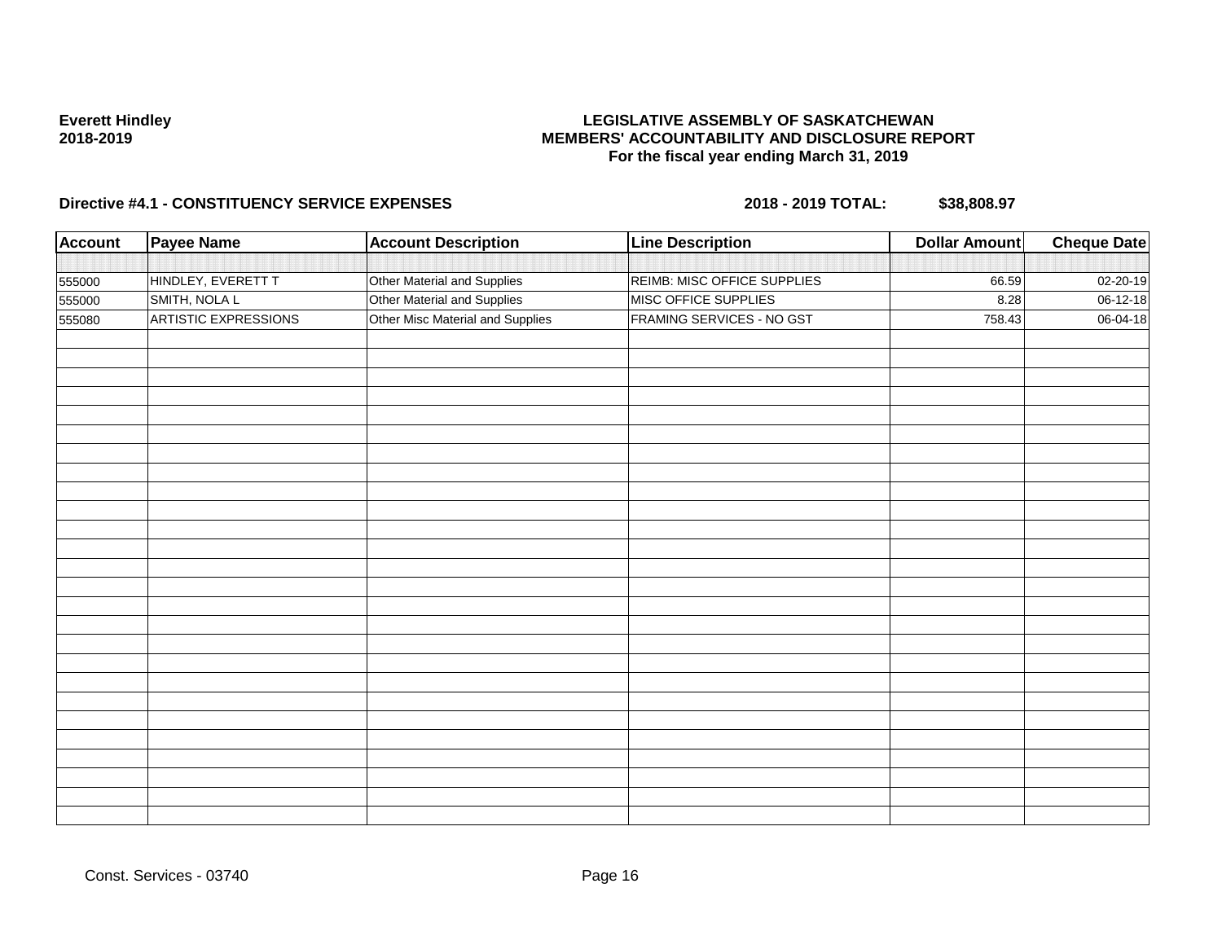**Everett Hindley**
**2018-2019**

# LEGISLATIVE ASSEMBLY OF SASKATCHEWAN
## MEMBERS' ACCOUNTABILITY AND DISCLOSURE REPORT
### For the fiscal year ending March 31, 2019

**Directive #4.1 - CONSTITUENCY SERVICE EXPENSES** **2018 - 2019 TOTAL: $38,808.97**

| Account | Payee Name | Account Description | Line Description | Dollar Amount | Cheque Date |
|---|---|---|---|---|---|
| 555000 | HINDLEY, EVERETT T | Other Material and Supplies | REIMB: MISC OFFICE SUPPLIES | 66.59 | 02-20-19 |
| 555000 | SMITH, NOLA L | Other Material and Supplies | MISC OFFICE SUPPLIES | 8.28 | 06-12-18 |
| 555080 | ARTISTIC EXPRESSIONS | Other Misc Material and Supplies | FRAMING SERVICES - NO GST | 758.43 | 06-04-18 |

Const. Services - 03740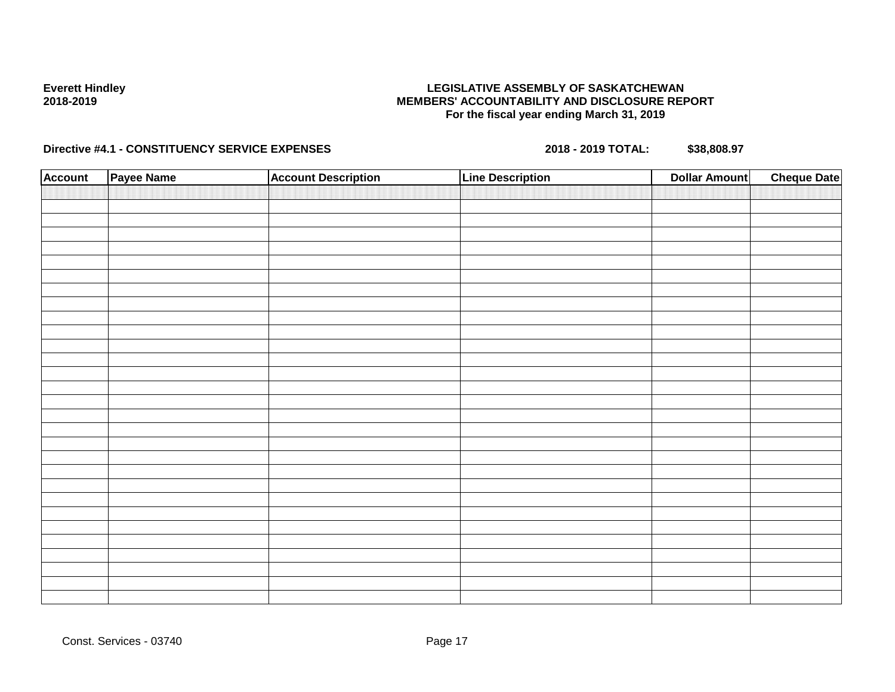**Everett Hindley**
**2018-2019**

**LEGISLATIVE ASSEMBLY OF SASKATCHEWAN**
**MEMBERS' ACCOUNTABILITY AND DISCLOSURE REPORT**
**For the fiscal year ending March 31, 2019**

**Directive #4.1 - CONSTITUENCY SERVICE EXPENSES** **2018 - 2019 TOTAL:** **$38,808.97**

| Account | Payee Name | Account Description | Line Description | Dollar Amount | Cheque Date |
|---|---|---|---|---|---|
| | | | | | |

Const. Services - 03740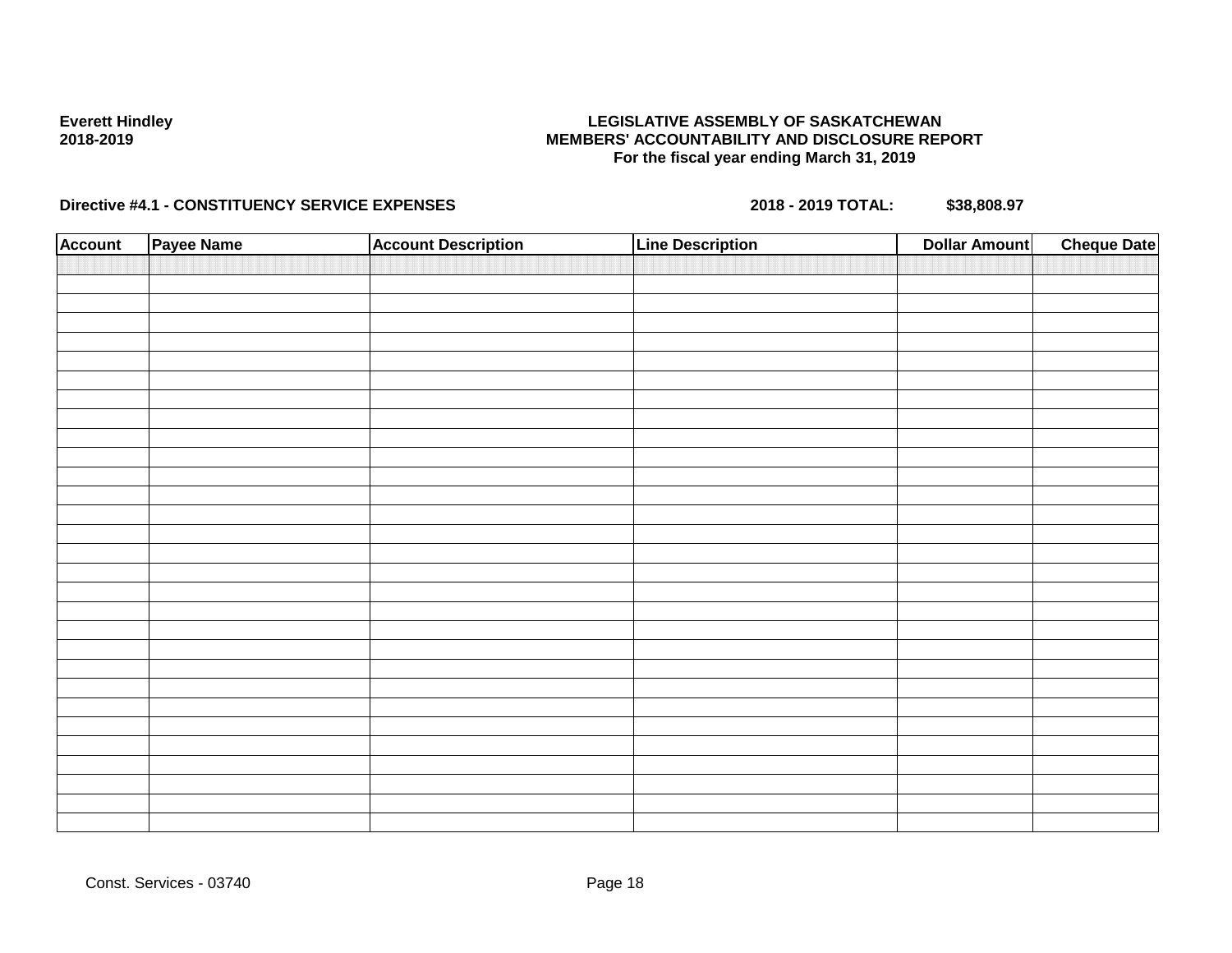**Everett Hindley**
**2018-2019**

**LEGISLATIVE ASSEMBLY OF SASKATCHEWAN**
**MEMBERS' ACCOUNTABILITY AND DISCLOSURE REPORT**
**For the fiscal year ending March 31, 2019**

**Directive #4.1 - CONSTITUENCY SERVICE EXPENSES** **2018 - 2019 TOTAL:** **$38,808.97**

| Account | Payee Name | Account Description | Line Description | Dollar Amount | Cheque Date |
|---|---|---|---|---|---|
| | | | | | |

Const. Services - 03740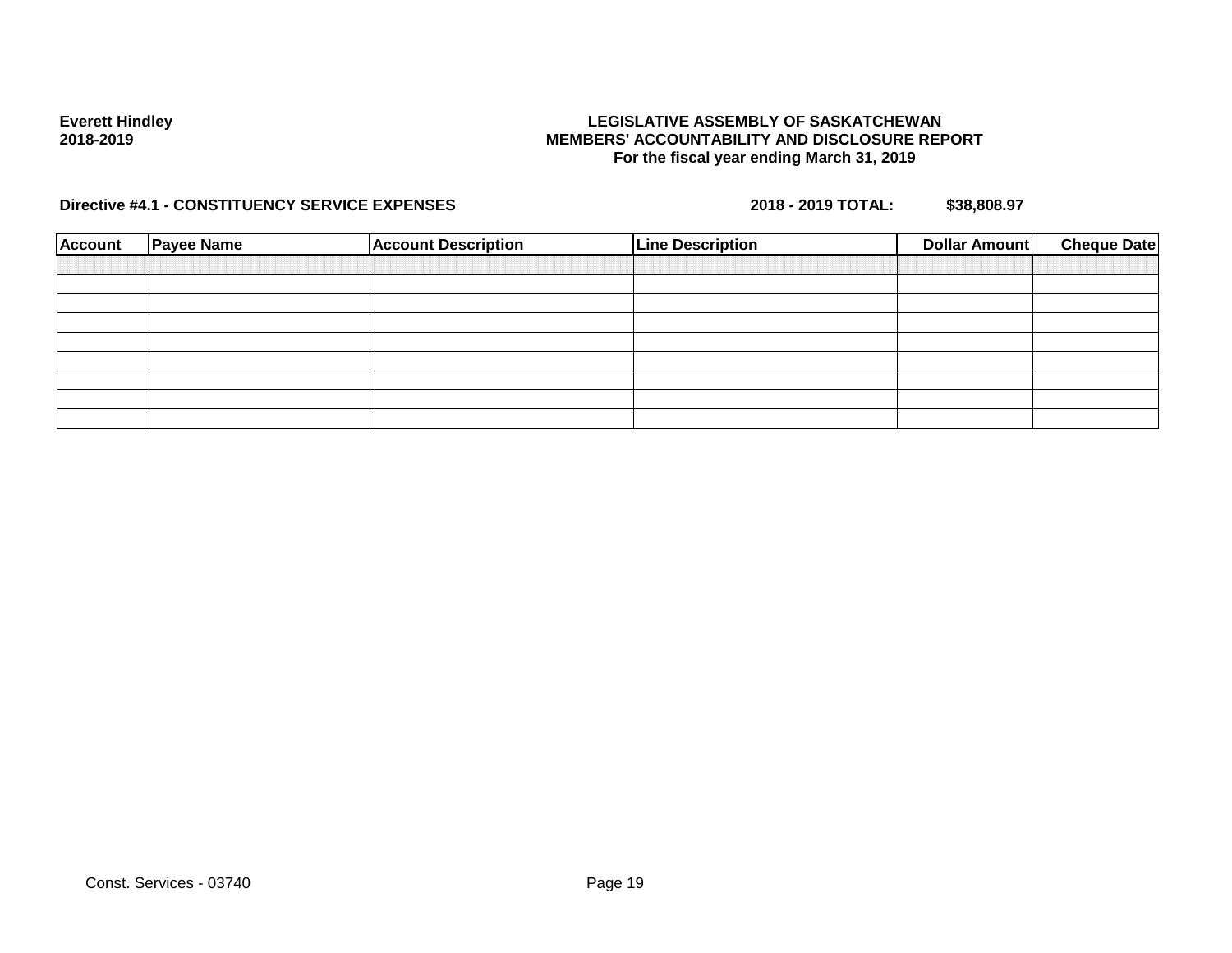**Everett Hindley**
**2018-2019**

**LEGISLATIVE ASSEMBLY OF SASKATCHEWAN**
**MEMBERS' ACCOUNTABILITY AND DISCLOSURE REPORT**
**For the fiscal year ending March 31, 2019**

**Directive #4.1 - CONSTITUENCY SERVICE EXPENSES** **2018 - 2019 TOTAL:** **$38,808.97**

| Account | Payee Name | Account Description | Line Description | Dollar Amount | Cheque Date |
|---|---|---|---|---|---|
| | | | | | |
| | | | | | |
| | | | | | |
| | | | | | |
| | | | | | |
| | | | | | |
| | | | | | |
| | | | | | |

Const. Services - 03740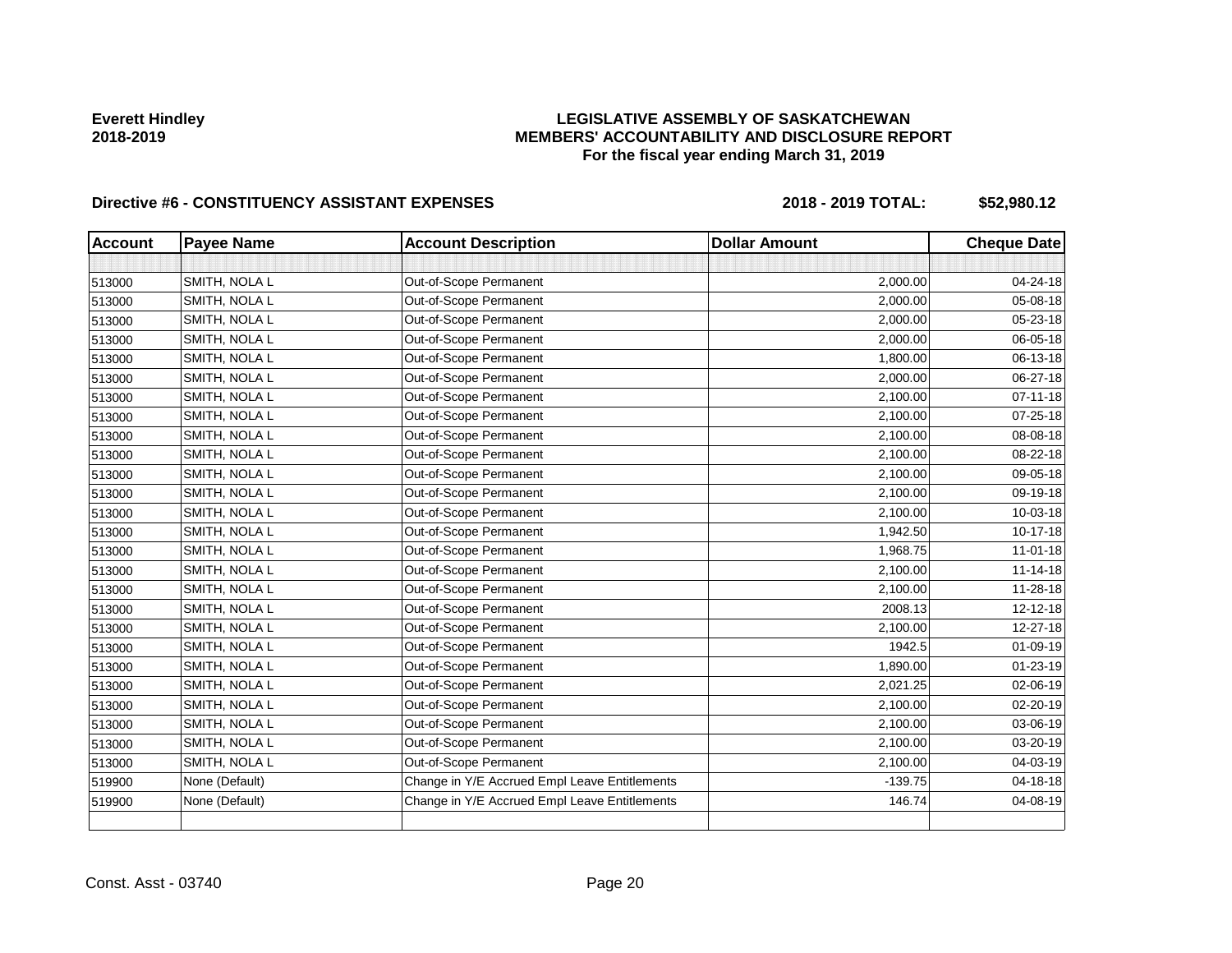**Everett Hindley**
**2018-2019**

**LEGISLATIVE ASSEMBLY OF SASKATCHEWAN**
**MEMBERS' ACCOUNTABILITY AND DISCLOSURE REPORT**
**For the fiscal year ending March 31, 2019**

**Directive #6 - CONSTITUENCY ASSISTANT EXPENSES** **2018 - 2019 TOTAL: $52,980.12**

| Account | Payee Name | Account Description | Dollar Amount | Cheque Date |
|---|---|---|---|---|
| | | | | |
| 513000 | SMITH, NOLA L | Out-of-Scope Permanent | 2,000.00 | 04-24-18 |
| 513000 | SMITH, NOLA L | Out-of-Scope Permanent | 2,000.00 | 05-08-18 |
| 513000 | SMITH, NOLA L | Out-of-Scope Permanent | 2,000.00 | 05-23-18 |
| 513000 | SMITH, NOLA L | Out-of-Scope Permanent | 2,000.00 | 06-05-18 |
| 513000 | SMITH, NOLA L | Out-of-Scope Permanent | 1,800.00 | 06-13-18 |
| 513000 | SMITH, NOLA L | Out-of-Scope Permanent | 2,000.00 | 06-27-18 |
| 513000 | SMITH, NOLA L | Out-of-Scope Permanent | 2,100.00 | 07-11-18 |
| 513000 | SMITH, NOLA L | Out-of-Scope Permanent | 2,100.00 | 07-25-18 |
| 513000 | SMITH, NOLA L | Out-of-Scope Permanent | 2,100.00 | 08-08-18 |
| 513000 | SMITH, NOLA L | Out-of-Scope Permanent | 2,100.00 | 08-22-18 |
| 513000 | SMITH, NOLA L | Out-of-Scope Permanent | 2,100.00 | 09-05-18 |
| 513000 | SMITH, NOLA L | Out-of-Scope Permanent | 2,100.00 | 09-19-18 |
| 513000 | SMITH, NOLA L | Out-of-Scope Permanent | 2,100.00 | 10-03-18 |
| 513000 | SMITH, NOLA L | Out-of-Scope Permanent | 1,942.50 | 10-17-18 |
| 513000 | SMITH, NOLA L | Out-of-Scope Permanent | 1,968.75 | 11-01-18 |
| 513000 | SMITH, NOLA L | Out-of-Scope Permanent | 2,100.00 | 11-14-18 |
| 513000 | SMITH, NOLA L | Out-of-Scope Permanent | 2,100.00 | 11-28-18 |
| 513000 | SMITH, NOLA L | Out-of-Scope Permanent | 2008.13 | 12-12-18 |
| 513000 | SMITH, NOLA L | Out-of-Scope Permanent | 2,100.00 | 12-27-18 |
| 513000 | SMITH, NOLA L | Out-of-Scope Permanent | 1942.5 | 01-09-19 |
| 513000 | SMITH, NOLA L | Out-of-Scope Permanent | 1,890.00 | 01-23-19 |
| 513000 | SMITH, NOLA L | Out-of-Scope Permanent | 2,021.25 | 02-06-19 |
| 513000 | SMITH, NOLA L | Out-of-Scope Permanent | 2,100.00 | 02-20-19 |
| 513000 | SMITH, NOLA L | Out-of-Scope Permanent | 2,100.00 | 03-06-19 |
| 513000 | SMITH, NOLA L | Out-of-Scope Permanent | 2,100.00 | 03-20-19 |
| 513000 | SMITH, NOLA L | Out-of-Scope Permanent | 2,100.00 | 04-03-19 |
| 519900 | None (Default) | Change in Y/E Accrued Empl Leave Entitlements | -139.75 | 04-18-18 |
| 519900 | None (Default) | Change in Y/E Accrued Empl Leave Entitlements | 146.74 | 04-08-19 |
| | | | | |

Const. Asst - 03740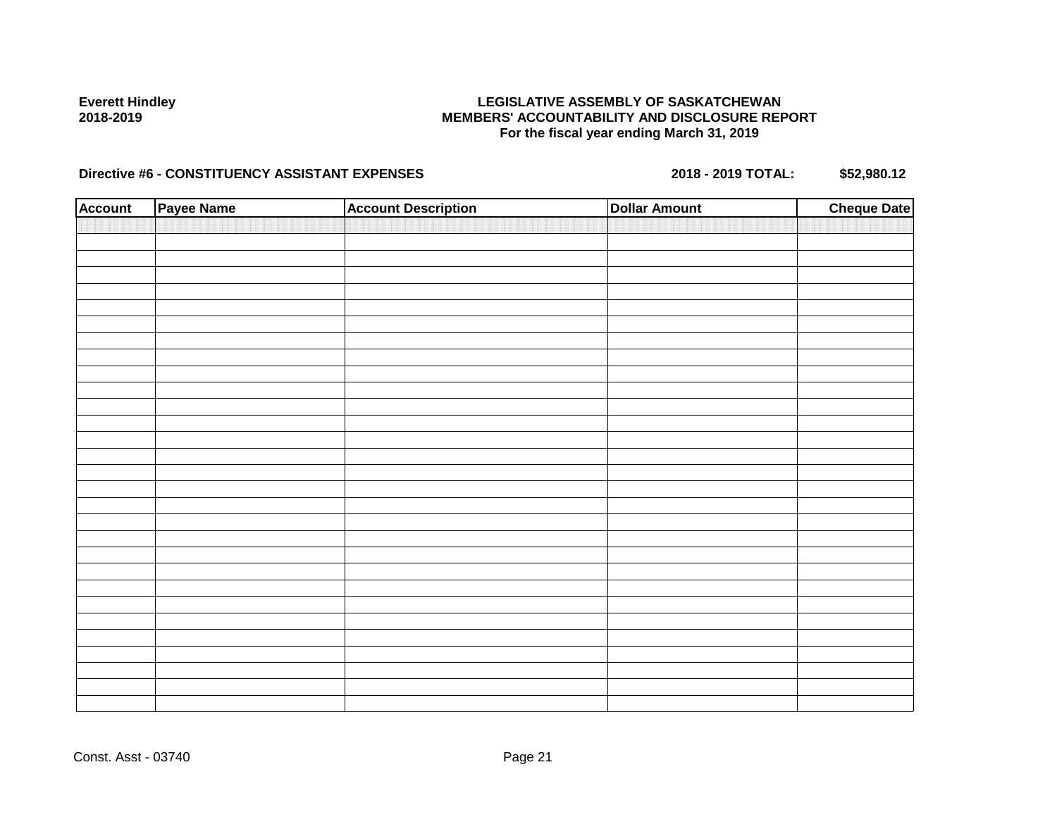**Everett Hindley**
**2018-2019**

# LEGISLATIVE ASSEMBLY OF SASKATCHEWAN
## MEMBERS' ACCOUNTABILITY AND DISCLOSURE REPORT
**For the fiscal year ending March 31, 2019**

**Directive #6 - CONSTITUENCY ASSISTANT EXPENSES** **2018 - 2019 TOTAL: $52,980.12**

| Account | Payee Name | Account Description | Dollar Amount | Cheque Date |
|---|---|---|---|---|
| | | | | |

Const. Asst - 03740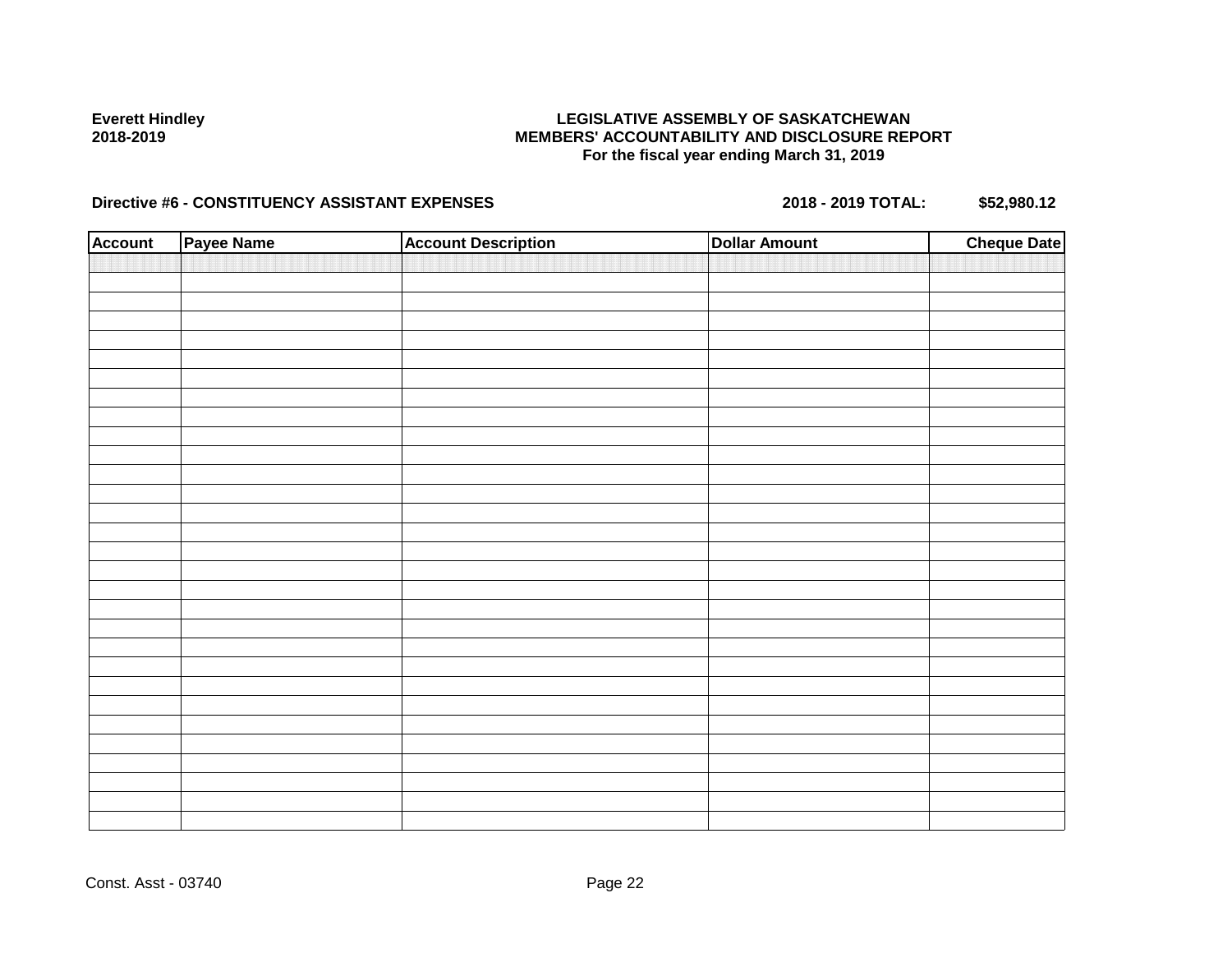**Everett Hindley**
**2018-2019**

**LEGISLATIVE ASSEMBLY OF SASKATCHEWAN**
**MEMBERS' ACCOUNTABILITY AND DISCLOSURE REPORT**
**For the fiscal year ending March 31, 2019**

**Directive #6 - CONSTITUENCY ASSISTANT EXPENSES** **2018 - 2019 TOTAL: $52,980.12**

| Account | Payee Name | Account Description | Dollar Amount | Cheque Date |
|---|---|---|---|---|
| | | | | |

Const. Asst - 03740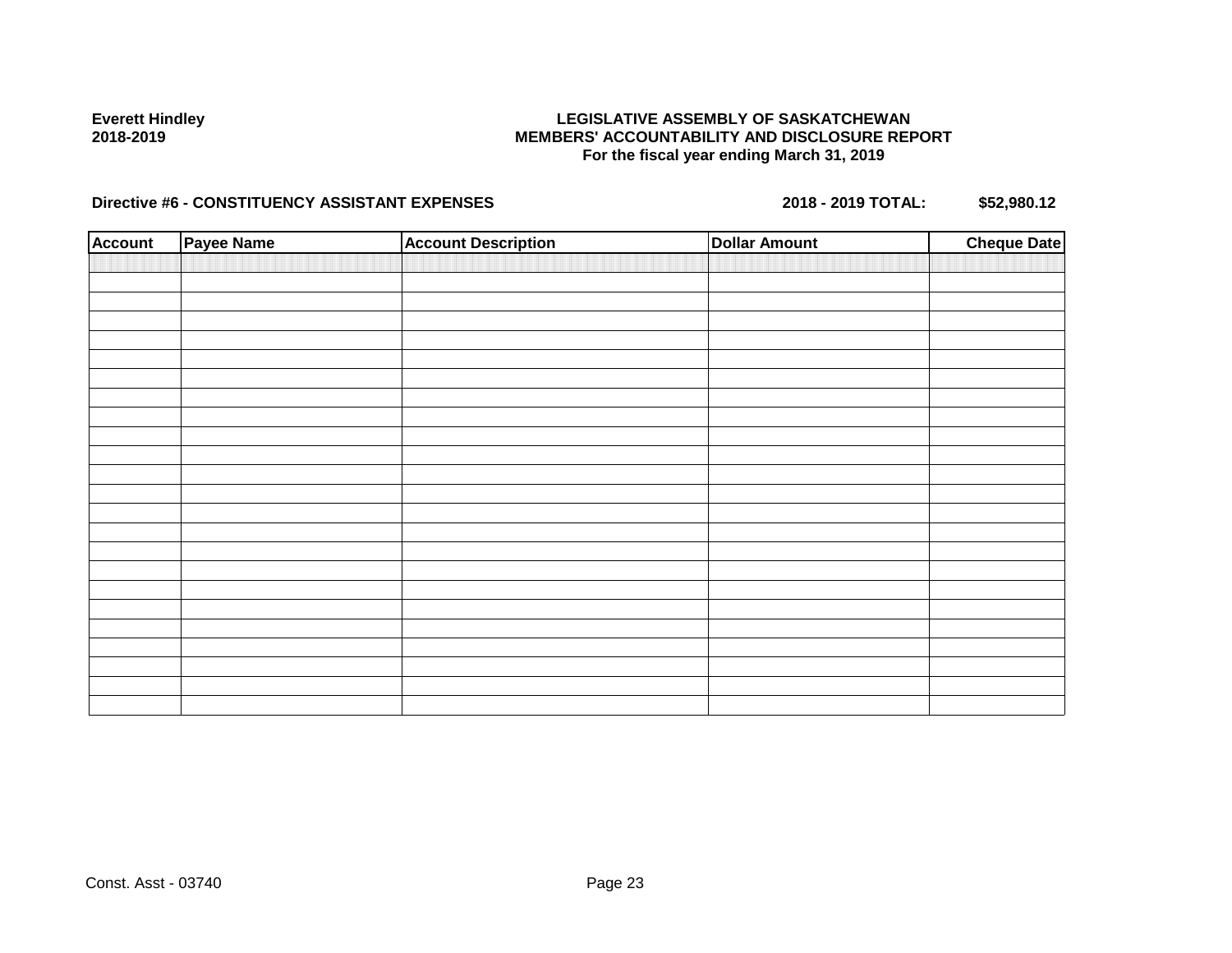**Everett Hindley**
**2018-2019**

**LEGISLATIVE ASSEMBLY OF SASKATCHEWAN**
**MEMBERS' ACCOUNTABILITY AND DISCLOSURE REPORT**
**For the fiscal year ending March 31, 2019**

**Directive #6 - CONSTITUENCY ASSISTANT EXPENSES** **2018 - 2019 TOTAL: $52,980.12**

| Account | Payee Name | Account Description | Dollar Amount | Cheque Date |
|---|---|---|---|---|
| | | | | |

Const. Asst - 03740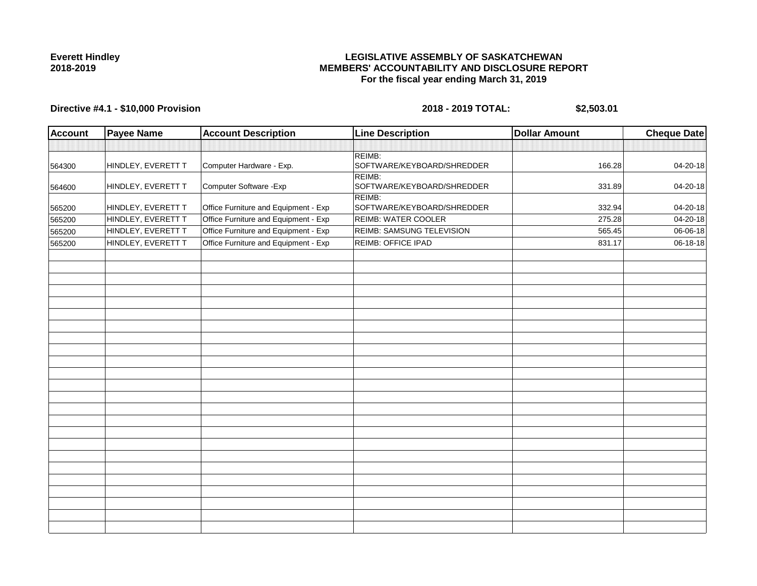**Everett Hindley**
**2018-2019**

**LEGISLATIVE ASSEMBLY OF SASKATCHEWAN**
**MEMBERS' ACCOUNTABILITY AND DISCLOSURE REPORT**
**For the fiscal year ending March 31, 2019**

**Directive #4.1 - $10,000 Provision** **2018 - 2019 TOTAL: $2,503.01**

| Account | Payee Name | Account Description | Line Description | Dollar Amount | Cheque Date |
|---|---|---|---|---|---|
| 564300 | HINDLEY, EVERETT T | Computer Hardware - Exp. | REIMB: SOFTWARE/KEYBOARD/SHREDDER | 166.28 | 04-20-18 |
| 564600 | HINDLEY, EVERETT T | Computer Software -Exp | REIMB: SOFTWARE/KEYBOARD/SHREDDER | 331.89 | 04-20-18 |
| 565200 | HINDLEY, EVERETT T | Office Furniture and Equipment - Exp | REIMB: SOFTWARE/KEYBOARD/SHREDDER | 332.94 | 04-20-18 |
| 565200 | HINDLEY, EVERETT T | Office Furniture and Equipment - Exp | REIMB: WATER COOLER | 275.28 | 04-20-18 |
| 565200 | HINDLEY, EVERETT T | Office Furniture and Equipment - Exp | REIMB: SAMSUNG TELEVISION | 565.45 | 06-06-18 |
| 565200 | HINDLEY, EVERETT T | Office Furniture and Equipment - Exp | REIMB: OFFICE IPAD | 831.17 | 06-18-18 |